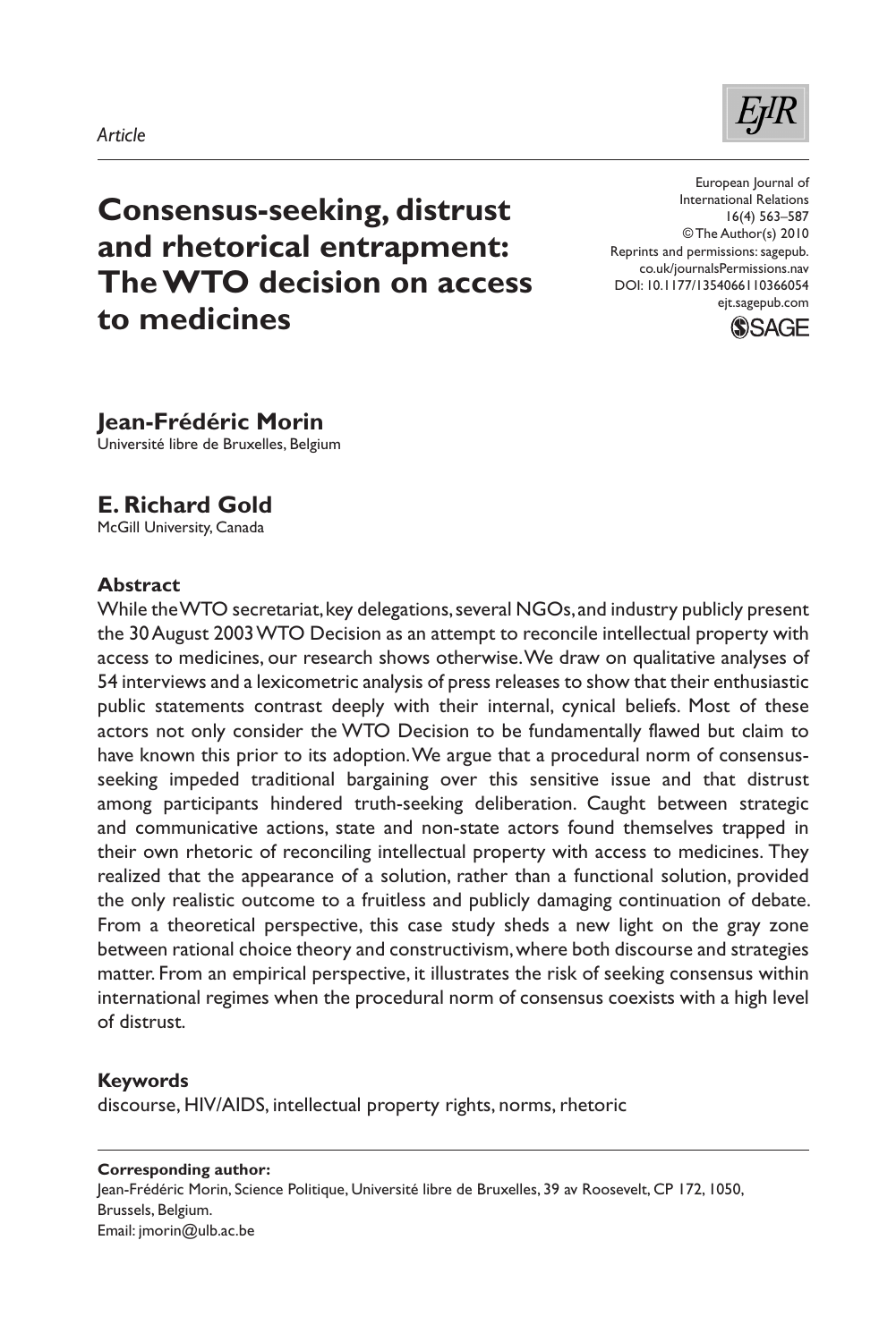*Article*

# Consensus-seeking, distrust and rhetorical entrapment: The WTO decision on access to medicines

European Journal of International Relations
16(4) 563–587
© The Author(s) 2010
Reprints and permissions: sagepub.co.uk/journalsPermissions.nav
DOI: 10.1177/1354066110366054
ejt.sagepub.com

**Jean-Frédéric Morin**
Université libre de Bruxelles, Belgium

**E. Richard Gold**
McGill University, Canada

### Abstract

While the WTO secretariat, key delegations, several NGOs, and industry publicly present the 30 August 2003 WTO Decision as an attempt to reconcile intellectual property with access to medicines, our research shows otherwise. We draw on qualitative analyses of 54 interviews and a lexicometric analysis of press releases to show that their enthusiastic public statements contrast deeply with their internal, cynical beliefs. Most of these actors not only consider the WTO Decision to be fundamentally flawed but claim to have known this prior to its adoption. We argue that a procedural norm of consensus-seeking impeded traditional bargaining over this sensitive issue and that distrust among participants hindered truth-seeking deliberation. Caught between strategic and communicative actions, state and non-state actors found themselves trapped in their own rhetoric of reconciling intellectual property with access to medicines. They realized that the appearance of a solution, rather than a functional solution, provided the only realistic outcome to a fruitless and publicly damaging continuation of debate. From a theoretical perspective, this case study sheds a new light on the gray zone between rational choice theory and constructivism, where both discourse and strategies matter. From an empirical perspective, it illustrates the risk of seeking consensus within international regimes when the procedural norm of consensus coexists with a high level of distrust.

### Keywords

discourse, HIV/AIDS, intellectual property rights, norms, rhetoric

**Corresponding author:**
Jean-Frédéric Morin, Science Politique, Université libre de Bruxelles, 39 av Roosevelt, CP 172, 1050, Brussels, Belgium.
Email: jmorin@ulb.ac.be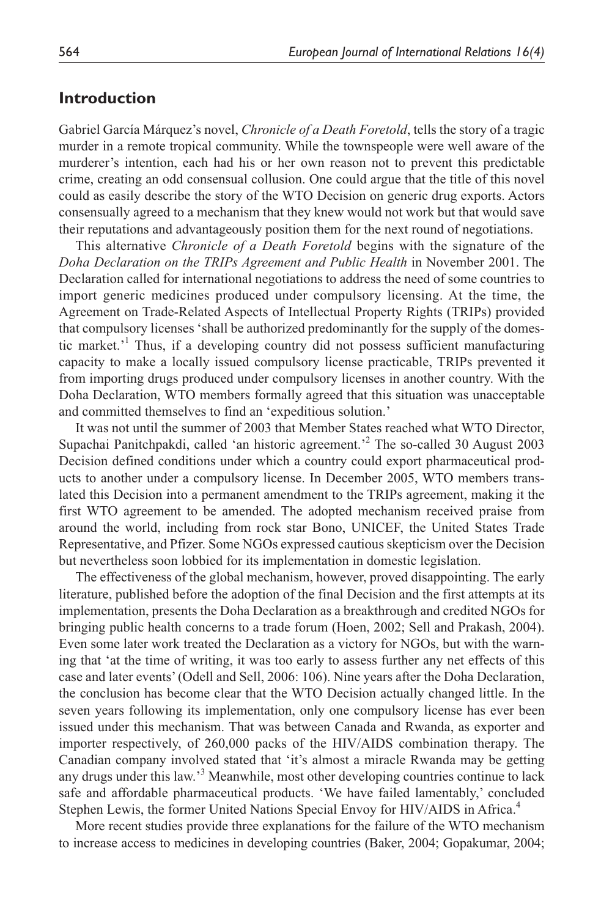## Introduction

Gabriel García Márquez's novel, *Chronicle of a Death Foretold*, tells the story of a tragic murder in a remote tropical community. While the townspeople were well aware of the murderer's intention, each had his or her own reason not to prevent this predictable crime, creating an odd consensual collusion. One could argue that the title of this novel could as easily describe the story of the WTO Decision on generic drug exports. Actors consensually agreed to a mechanism that they knew would not work but that would save their reputations and advantageously position them for the next round of negotiations.

This alternative *Chronicle of a Death Foretold* begins with the signature of the *Doha Declaration on the TRIPs Agreement and Public Health* in November 2001. The Declaration called for international negotiations to address the need of some countries to import generic medicines produced under compulsory licensing. At the time, the Agreement on Trade-Related Aspects of Intellectual Property Rights (TRIPs) provided that compulsory licenses 'shall be authorized predominantly for the supply of the domestic market.'[1] Thus, if a developing country did not possess sufficient manufacturing capacity to make a locally issued compulsory license practicable, TRIPs prevented it from importing drugs produced under compulsory licenses in another country. With the Doha Declaration, WTO members formally agreed that this situation was unacceptable and committed themselves to find an 'expeditious solution.'

It was not until the summer of 2003 that Member States reached what WTO Director, Supachai Panitchpakdi, called 'an historic agreement.'[2] The so-called 30 August 2003 Decision defined conditions under which a country could export pharmaceutical products to another under a compulsory license. In December 2005, WTO members translated this Decision into a permanent amendment to the TRIPs agreement, making it the first WTO agreement to be amended. The adopted mechanism received praise from around the world, including from rock star Bono, UNICEF, the United States Trade Representative, and Pfizer. Some NGOs expressed cautious skepticism over the Decision but nevertheless soon lobbied for its implementation in domestic legislation.

The effectiveness of the global mechanism, however, proved disappointing. The early literature, published before the adoption of the final Decision and the first attempts at its implementation, presents the Doha Declaration as a breakthrough and credited NGOs for bringing public health concerns to a trade forum (Hoen, 2002; Sell and Prakash, 2004). Even some later work treated the Declaration as a victory for NGOs, but with the warning that 'at the time of writing, it was too early to assess further any net effects of this case and later events' (Odell and Sell, 2006: 106). Nine years after the Doha Declaration, the conclusion has become clear that the WTO Decision actually changed little. In the seven years following its implementation, only one compulsory license has ever been issued under this mechanism. That was between Canada and Rwanda, as exporter and importer respectively, of 260,000 packs of the HIV/AIDS combination therapy. The Canadian company involved stated that 'it's almost a miracle Rwanda may be getting any drugs under this law.'[3] Meanwhile, most other developing countries continue to lack safe and affordable pharmaceutical products. 'We have failed lamentably,' concluded Stephen Lewis, the former United Nations Special Envoy for HIV/AIDS in Africa.[4]

More recent studies provide three explanations for the failure of the WTO mechanism to increase access to medicines in developing countries (Baker, 2004; Gopakumar, 2004;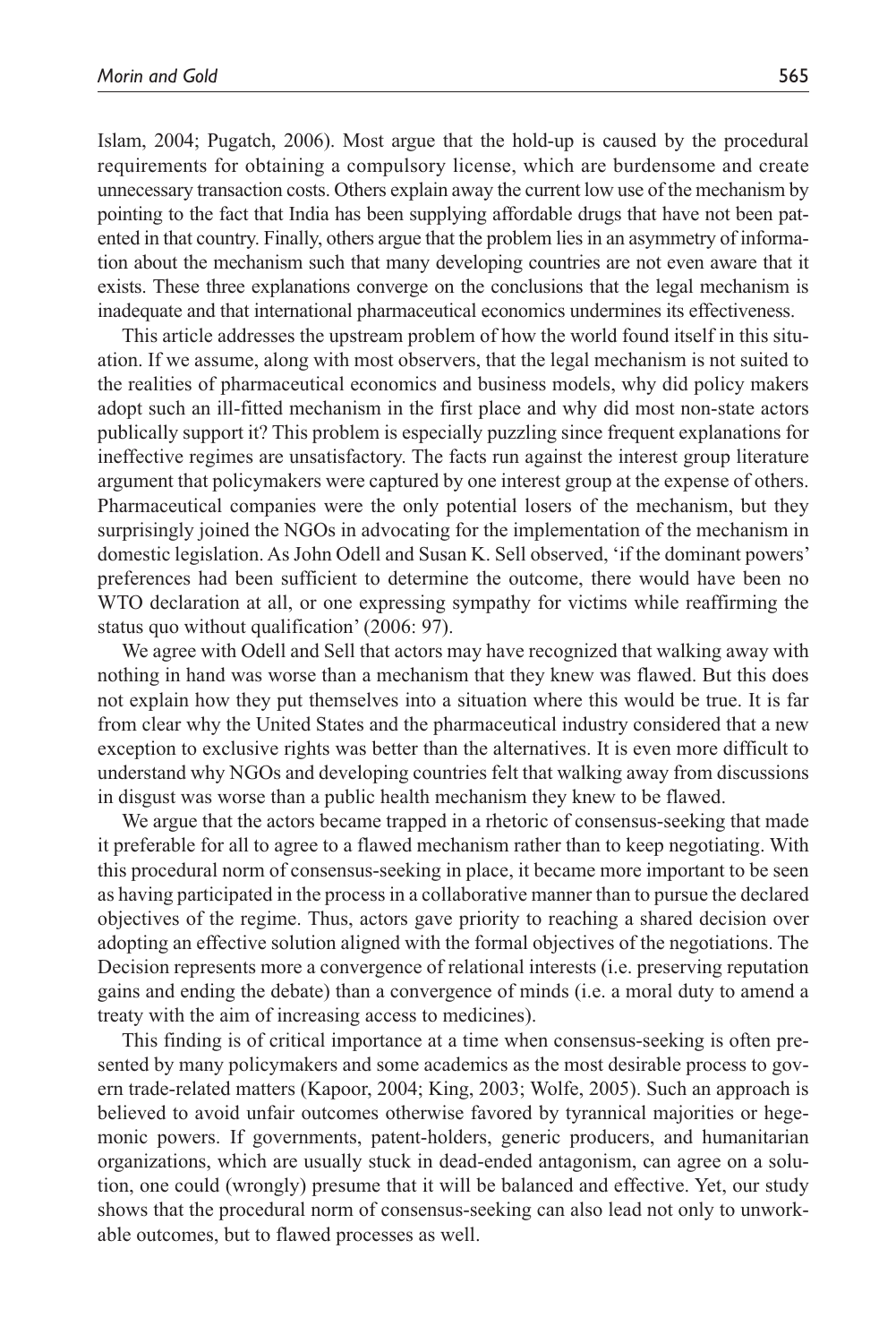Islam, 2004; Pugatch, 2006). Most argue that the hold-up is caused by the procedural requirements for obtaining a compulsory license, which are burdensome and create unnecessary transaction costs. Others explain away the current low use of the mechanism by pointing to the fact that India has been supplying affordable drugs that have not been patented in that country. Finally, others argue that the problem lies in an asymmetry of information about the mechanism such that many developing countries are not even aware that it exists. These three explanations converge on the conclusions that the legal mechanism is inadequate and that international pharmaceutical economics undermines its effectiveness.

This article addresses the upstream problem of how the world found itself in this situation. If we assume, along with most observers, that the legal mechanism is not suited to the realities of pharmaceutical economics and business models, why did policy makers adopt such an ill-fitted mechanism in the first place and why did most non-state actors publically support it? This problem is especially puzzling since frequent explanations for ineffective regimes are unsatisfactory. The facts run against the interest group literature argument that policymakers were captured by one interest group at the expense of others. Pharmaceutical companies were the only potential losers of the mechanism, but they surprisingly joined the NGOs in advocating for the implementation of the mechanism in domestic legislation. As John Odell and Susan K. Sell observed, 'if the dominant powers' preferences had been sufficient to determine the outcome, there would have been no WTO declaration at all, or one expressing sympathy for victims while reaffirming the status quo without qualification' (2006: 97).

We agree with Odell and Sell that actors may have recognized that walking away with nothing in hand was worse than a mechanism that they knew was flawed. But this does not explain how they put themselves into a situation where this would be true. It is far from clear why the United States and the pharmaceutical industry considered that a new exception to exclusive rights was better than the alternatives. It is even more difficult to understand why NGOs and developing countries felt that walking away from discussions in disgust was worse than a public health mechanism they knew to be flawed.

We argue that the actors became trapped in a rhetoric of consensus-seeking that made it preferable for all to agree to a flawed mechanism rather than to keep negotiating. With this procedural norm of consensus-seeking in place, it became more important to be seen as having participated in the process in a collaborative manner than to pursue the declared objectives of the regime. Thus, actors gave priority to reaching a shared decision over adopting an effective solution aligned with the formal objectives of the negotiations. The Decision represents more a convergence of relational interests (i.e. preserving reputation gains and ending the debate) than a convergence of minds (i.e. a moral duty to amend a treaty with the aim of increasing access to medicines).

This finding is of critical importance at a time when consensus-seeking is often presented by many policymakers and some academics as the most desirable process to govern trade-related matters (Kapoor, 2004; King, 2003; Wolfe, 2005). Such an approach is believed to avoid unfair outcomes otherwise favored by tyrannical majorities or hegemonic powers. If governments, patent-holders, generic producers, and humanitarian organizations, which are usually stuck in dead-ended antagonism, can agree on a solution, one could (wrongly) presume that it will be balanced and effective. Yet, our study shows that the procedural norm of consensus-seeking can also lead not only to unworkable outcomes, but to flawed processes as well.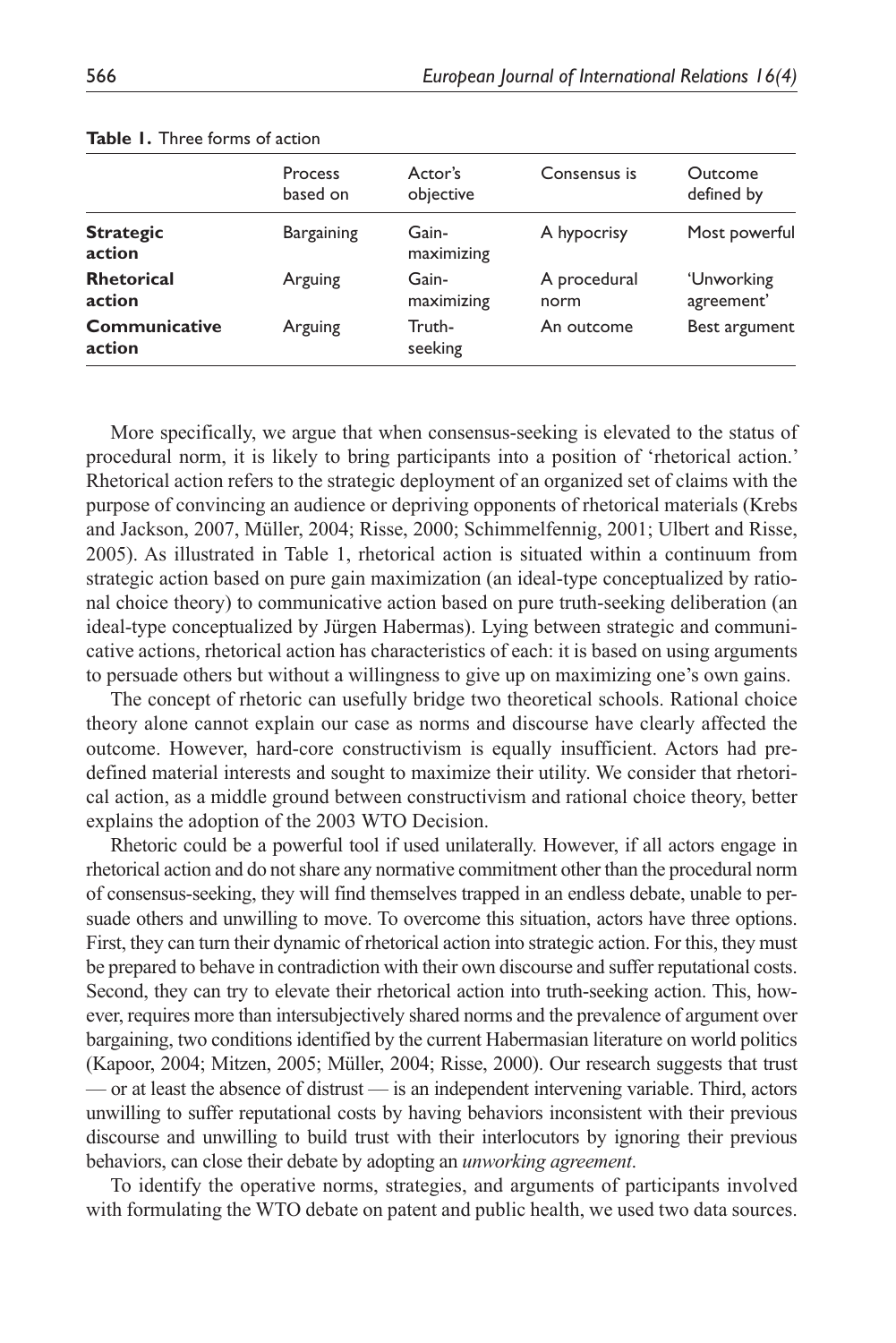**Table 1.** Three forms of action

| | Process based on | Actor's objective | Consensus is | Outcome defined by |
|---|---|---|---|---|
| **Strategic action** | Bargaining | Gain-maximizing | A hypocrisy | Most powerful |
| **Rhetorical action** | Arguing | Gain-maximizing | A procedural norm | 'Unworking agreement' |
| **Communicative action** | Arguing | Truth-seeking | An outcome | Best argument |

More specifically, we argue that when consensus-seeking is elevated to the status of procedural norm, it is likely to bring participants into a position of 'rhetorical action.' Rhetorical action refers to the strategic deployment of an organized set of claims with the purpose of convincing an audience or depriving opponents of rhetorical materials (Krebs and Jackson, 2007, Müller, 2004; Risse, 2000; Schimmelfennig, 2001; Ulbert and Risse, 2005). As illustrated in Table 1, rhetorical action is situated within a continuum from strategic action based on pure gain maximization (an ideal-type conceptualized by rational choice theory) to communicative action based on pure truth-seeking deliberation (an ideal-type conceptualized by Jürgen Habermas). Lying between strategic and communicative actions, rhetorical action has characteristics of each: it is based on using arguments to persuade others but without a willingness to give up on maximizing one's own gains.

The concept of rhetoric can usefully bridge two theoretical schools. Rational choice theory alone cannot explain our case as norms and discourse have clearly affected the outcome. However, hard-core constructivism is equally insufficient. Actors had predefined material interests and sought to maximize their utility. We consider that rhetorical action, as a middle ground between constructivism and rational choice theory, better explains the adoption of the 2003 WTO Decision.

Rhetoric could be a powerful tool if used unilaterally. However, if all actors engage in rhetorical action and do not share any normative commitment other than the procedural norm of consensus-seeking, they will find themselves trapped in an endless debate, unable to persuade others and unwilling to move. To overcome this situation, actors have three options. First, they can turn their dynamic of rhetorical action into strategic action. For this, they must be prepared to behave in contradiction with their own discourse and suffer reputational costs. Second, they can try to elevate their rhetorical action into truth-seeking action. This, however, requires more than intersubjectively shared norms and the prevalence of argument over bargaining, two conditions identified by the current Habermasian literature on world politics (Kapoor, 2004; Mitzen, 2005; Müller, 2004; Risse, 2000). Our research suggests that trust — or at least the absence of distrust — is an independent intervening variable. Third, actors unwilling to suffer reputational costs by having behaviors inconsistent with their previous discourse and unwilling to build trust with their interlocutors by ignoring their previous behaviors, can close their debate by adopting an *unworking agreement*.

To identify the operative norms, strategies, and arguments of participants involved with formulating the WTO debate on patent and public health, we used two data sources.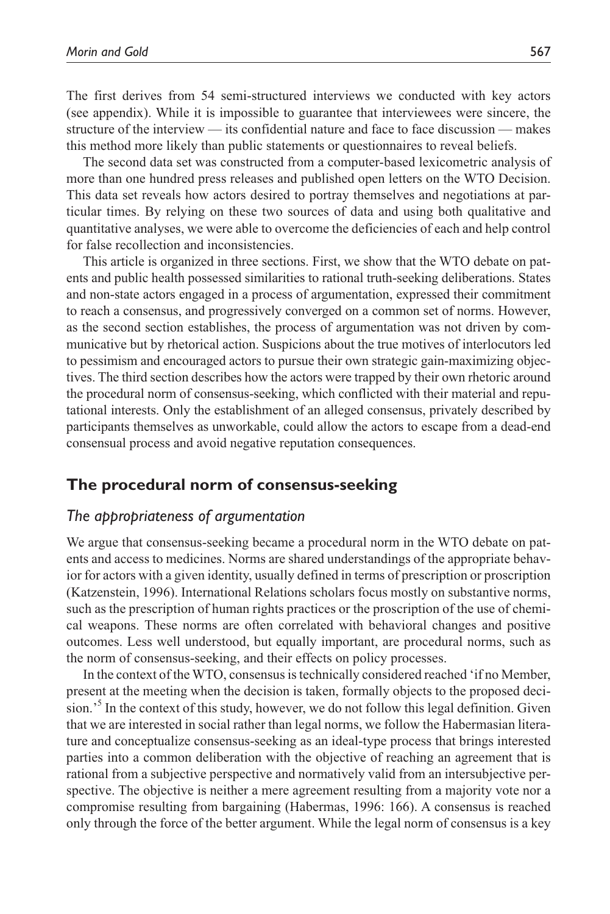The first derives from 54 semi-structured interviews we conducted with key actors (see appendix). While it is impossible to guarantee that interviewees were sincere, the structure of the interview — its confidential nature and face to face discussion — makes this method more likely than public statements or questionnaires to reveal beliefs.

The second data set was constructed from a computer-based lexicometric analysis of more than one hundred press releases and published open letters on the WTO Decision. This data set reveals how actors desired to portray themselves and negotiations at particular times. By relying on these two sources of data and using both qualitative and quantitative analyses, we were able to overcome the deficiencies of each and help control for false recollection and inconsistencies.

This article is organized in three sections. First, we show that the WTO debate on patents and public health possessed similarities to rational truth-seeking deliberations. States and non-state actors engaged in a process of argumentation, expressed their commitment to reach a consensus, and progressively converged on a common set of norms. However, as the second section establishes, the process of argumentation was not driven by communicative but by rhetorical action. Suspicions about the true motives of interlocutors led to pessimism and encouraged actors to pursue their own strategic gain-maximizing objectives. The third section describes how the actors were trapped by their own rhetoric around the procedural norm of consensus-seeking, which conflicted with their material and reputational interests. Only the establishment of an alleged consensus, privately described by participants themselves as unworkable, could allow the actors to escape from a dead-end consensual process and avoid negative reputation consequences.

## The procedural norm of consensus-seeking

### *The appropriateness of argumentation*

We argue that consensus-seeking became a procedural norm in the WTO debate on patents and access to medicines. Norms are shared understandings of the appropriate behavior for actors with a given identity, usually defined in terms of prescription or proscription (Katzenstein, 1996). International Relations scholars focus mostly on substantive norms, such as the prescription of human rights practices or the proscription of the use of chemical weapons. These norms are often correlated with behavioral changes and positive outcomes. Less well understood, but equally important, are procedural norms, such as the norm of consensus-seeking, and their effects on policy processes.

In the context of the WTO, consensus is technically considered reached 'if no Member, present at the meeting when the decision is taken, formally objects to the proposed decision.'[5] In the context of this study, however, we do not follow this legal definition. Given that we are interested in social rather than legal norms, we follow the Habermasian literature and conceptualize consensus-seeking as an ideal-type process that brings interested parties into a common deliberation with the objective of reaching an agreement that is rational from a subjective perspective and normatively valid from an intersubjective perspective. The objective is neither a mere agreement resulting from a majority vote nor a compromise resulting from bargaining (Habermas, 1996: 166). A consensus is reached only through the force of the better argument. While the legal norm of consensus is a key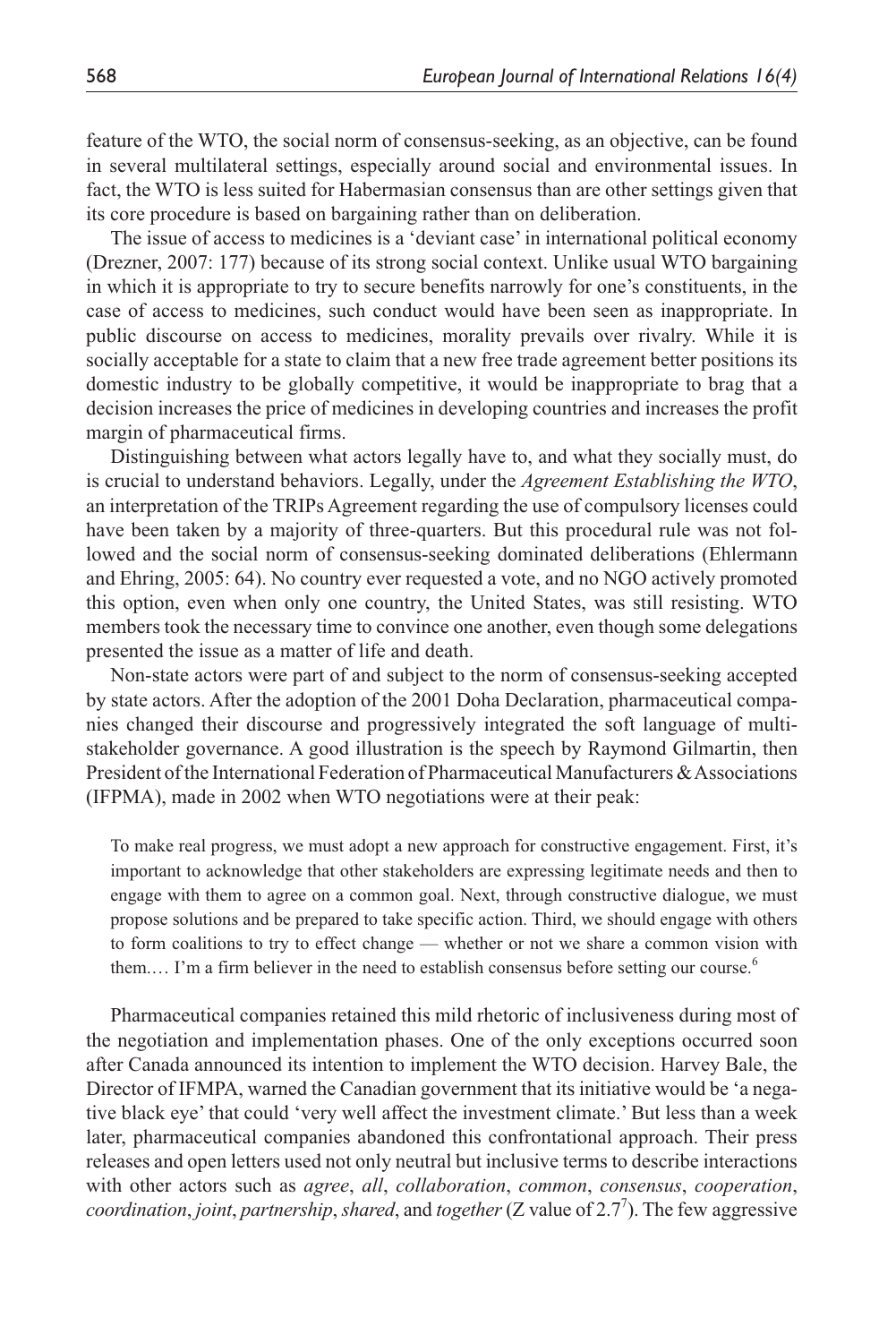feature of the WTO, the social norm of consensus-seeking, as an objective, can be found in several multilateral settings, especially around social and environmental issues. In fact, the WTO is less suited for Habermasian consensus than are other settings given that its core procedure is based on bargaining rather than on deliberation.

The issue of access to medicines is a 'deviant case' in international political economy (Drezner, 2007: 177) because of its strong social context. Unlike usual WTO bargaining in which it is appropriate to try to secure benefits narrowly for one's constituents, in the case of access to medicines, such conduct would have been seen as inappropriate. In public discourse on access to medicines, morality prevails over rivalry. While it is socially acceptable for a state to claim that a new free trade agreement better positions its domestic industry to be globally competitive, it would be inappropriate to brag that a decision increases the price of medicines in developing countries and increases the profit margin of pharmaceutical firms.

Distinguishing between what actors legally have to, and what they socially must, do is crucial to understand behaviors. Legally, under the *Agreement Establishing the WTO*, an interpretation of the TRIPs Agreement regarding the use of compulsory licenses could have been taken by a majority of three-quarters. But this procedural rule was not followed and the social norm of consensus-seeking dominated deliberations (Ehlermann and Ehring, 2005: 64). No country ever requested a vote, and no NGO actively promoted this option, even when only one country, the United States, was still resisting. WTO members took the necessary time to convince one another, even though some delegations presented the issue as a matter of life and death.

Non-state actors were part of and subject to the norm of consensus-seeking accepted by state actors. After the adoption of the 2001 Doha Declaration, pharmaceutical companies changed their discourse and progressively integrated the soft language of multistakeholder governance. A good illustration is the speech by Raymond Gilmartin, then President of the International Federation of Pharmaceutical Manufacturers & Associations (IFPMA), made in 2002 when WTO negotiations were at their peak:

> To make real progress, we must adopt a new approach for constructive engagement. First, it's important to acknowledge that other stakeholders are expressing legitimate needs and then to engage with them to agree on a common goal. Next, through constructive dialogue, we must propose solutions and be prepared to take specific action. Third, we should engage with others to form coalitions to try to effect change — whether or not we share a common vision with them.… I'm a firm believer in the need to establish consensus before setting our course.[6]

Pharmaceutical companies retained this mild rhetoric of inclusiveness during most of the negotiation and implementation phases. One of the only exceptions occurred soon after Canada announced its intention to implement the WTO decision. Harvey Bale, the Director of IFMPA, warned the Canadian government that its initiative would be 'a negative black eye' that could 'very well affect the investment climate.' But less than a week later, pharmaceutical companies abandoned this confrontational approach. Their press releases and open letters used not only neutral but inclusive terms to describe interactions with other actors such as *agree*, *all*, *collaboration*, *common*, *consensus*, *cooperation*, *coordination*, *joint*, *partnership*, *shared*, and *together* (Z value of 2.7[7]). The few aggressive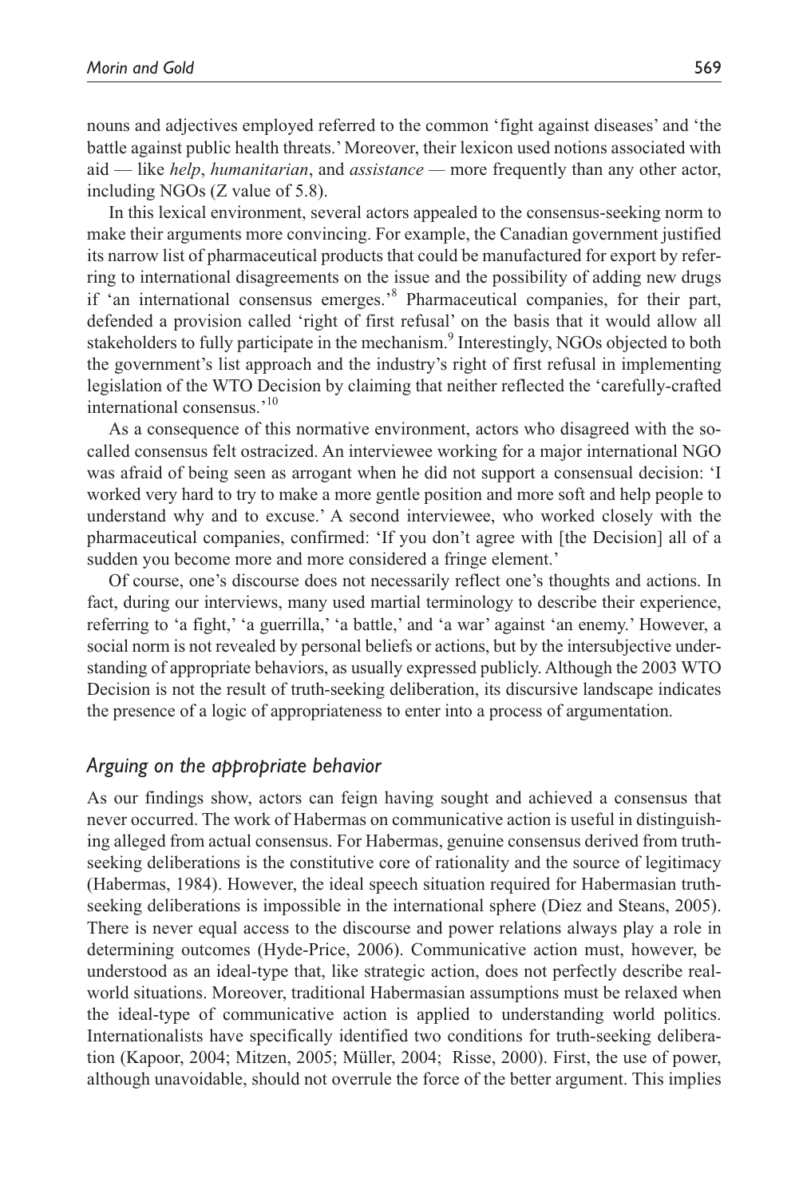nouns and adjectives employed referred to the common 'fight against diseases' and 'the battle against public health threats.' Moreover, their lexicon used notions associated with aid — like *help*, *humanitarian*, and *assistance* — more frequently than any other actor, including NGOs (Z value of 5.8).

In this lexical environment, several actors appealed to the consensus-seeking norm to make their arguments more convincing. For example, the Canadian government justified its narrow list of pharmaceutical products that could be manufactured for export by referring to international disagreements on the issue and the possibility of adding new drugs if 'an international consensus emerges.'[8] Pharmaceutical companies, for their part, defended a provision called 'right of first refusal' on the basis that it would allow all stakeholders to fully participate in the mechanism.[9] Interestingly, NGOs objected to both the government's list approach and the industry's right of first refusal in implementing legislation of the WTO Decision by claiming that neither reflected the 'carefully-crafted international consensus.'[10]

As a consequence of this normative environment, actors who disagreed with the so-called consensus felt ostracized. An interviewee working for a major international NGO was afraid of being seen as arrogant when he did not support a consensual decision: 'I worked very hard to try to make a more gentle position and more soft and help people to understand why and to excuse.' A second interviewee, who worked closely with the pharmaceutical companies, confirmed: 'If you don't agree with [the Decision] all of a sudden you become more and more considered a fringe element.'

Of course, one's discourse does not necessarily reflect one's thoughts and actions. In fact, during our interviews, many used martial terminology to describe their experience, referring to 'a fight,' 'a guerrilla,' 'a battle,' and 'a war' against 'an enemy.' However, a social norm is not revealed by personal beliefs or actions, but by the intersubjective understanding of appropriate behaviors, as usually expressed publicly. Although the 2003 WTO Decision is not the result of truth-seeking deliberation, its discursive landscape indicates the presence of a logic of appropriateness to enter into a process of argumentation.

### *Arguing on the appropriate behavior*

As our findings show, actors can feign having sought and achieved a consensus that never occurred. The work of Habermas on communicative action is useful in distinguishing alleged from actual consensus. For Habermas, genuine consensus derived from truth-seeking deliberations is the constitutive core of rationality and the source of legitimacy (Habermas, 1984). However, the ideal speech situation required for Habermasian truth-seeking deliberations is impossible in the international sphere (Diez and Steans, 2005). There is never equal access to the discourse and power relations always play a role in determining outcomes (Hyde-Price, 2006). Communicative action must, however, be understood as an ideal-type that, like strategic action, does not perfectly describe real-world situations. Moreover, traditional Habermasian assumptions must be relaxed when the ideal-type of communicative action is applied to understanding world politics. Internationalists have specifically identified two conditions for truth-seeking deliberation (Kapoor, 2004; Mitzen, 2005; Müller, 2004; Risse, 2000). First, the use of power, although unavoidable, should not overrule the force of the better argument. This implies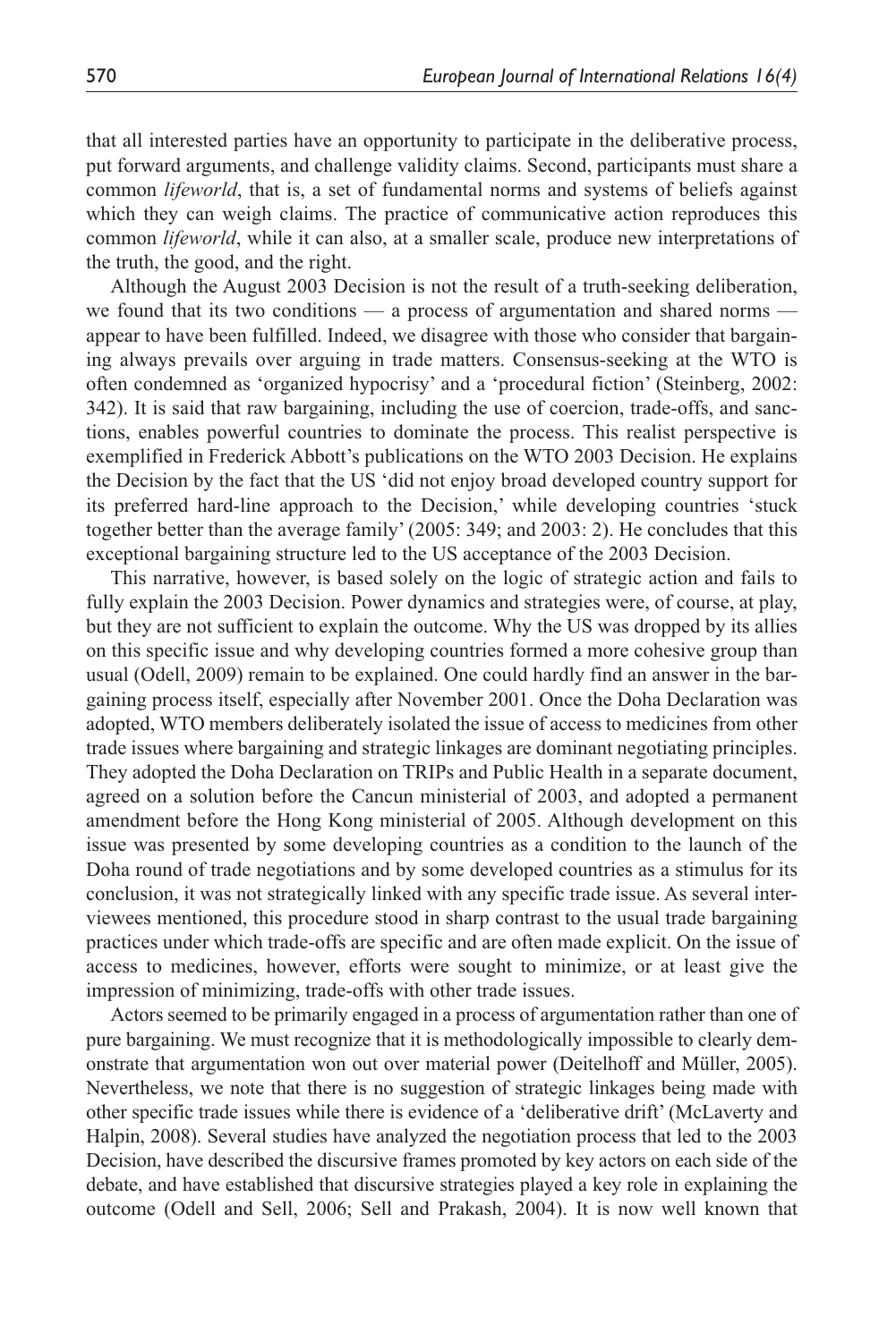that all interested parties have an opportunity to participate in the deliberative process, put forward arguments, and challenge validity claims. Second, participants must share a common *lifeworld*, that is, a set of fundamental norms and systems of beliefs against which they can weigh claims. The practice of communicative action reproduces this common *lifeworld*, while it can also, at a smaller scale, produce new interpretations of the truth, the good, and the right.

Although the August 2003 Decision is not the result of a truth-seeking deliberation, we found that its two conditions — a process of argumentation and shared norms — appear to have been fulfilled. Indeed, we disagree with those who consider that bargaining always prevails over arguing in trade matters. Consensus-seeking at the WTO is often condemned as 'organized hypocrisy' and a 'procedural fiction' (Steinberg, 2002: 342). It is said that raw bargaining, including the use of coercion, trade-offs, and sanctions, enables powerful countries to dominate the process. This realist perspective is exemplified in Frederick Abbott's publications on the WTO 2003 Decision. He explains the Decision by the fact that the US 'did not enjoy broad developed country support for its preferred hard-line approach to the Decision,' while developing countries 'stuck together better than the average family' (2005: 349; and 2003: 2). He concludes that this exceptional bargaining structure led to the US acceptance of the 2003 Decision.

This narrative, however, is based solely on the logic of strategic action and fails to fully explain the 2003 Decision. Power dynamics and strategies were, of course, at play, but they are not sufficient to explain the outcome. Why the US was dropped by its allies on this specific issue and why developing countries formed a more cohesive group than usual (Odell, 2009) remain to be explained. One could hardly find an answer in the bargaining process itself, especially after November 2001. Once the Doha Declaration was adopted, WTO members deliberately isolated the issue of access to medicines from other trade issues where bargaining and strategic linkages are dominant negotiating principles. They adopted the Doha Declaration on TRIPs and Public Health in a separate document, agreed on a solution before the Cancun ministerial of 2003, and adopted a permanent amendment before the Hong Kong ministerial of 2005. Although development on this issue was presented by some developing countries as a condition to the launch of the Doha round of trade negotiations and by some developed countries as a stimulus for its conclusion, it was not strategically linked with any specific trade issue. As several interviewees mentioned, this procedure stood in sharp contrast to the usual trade bargaining practices under which trade-offs are specific and are often made explicit. On the issue of access to medicines, however, efforts were sought to minimize, or at least give the impression of minimizing, trade-offs with other trade issues.

Actors seemed to be primarily engaged in a process of argumentation rather than one of pure bargaining. We must recognize that it is methodologically impossible to clearly demonstrate that argumentation won out over material power (Deitelhoff and Müller, 2005). Nevertheless, we note that there is no suggestion of strategic linkages being made with other specific trade issues while there is evidence of a 'deliberative drift' (McLaverty and Halpin, 2008). Several studies have analyzed the negotiation process that led to the 2003 Decision, have described the discursive frames promoted by key actors on each side of the debate, and have established that discursive strategies played a key role in explaining the outcome (Odell and Sell, 2006; Sell and Prakash, 2004). It is now well known that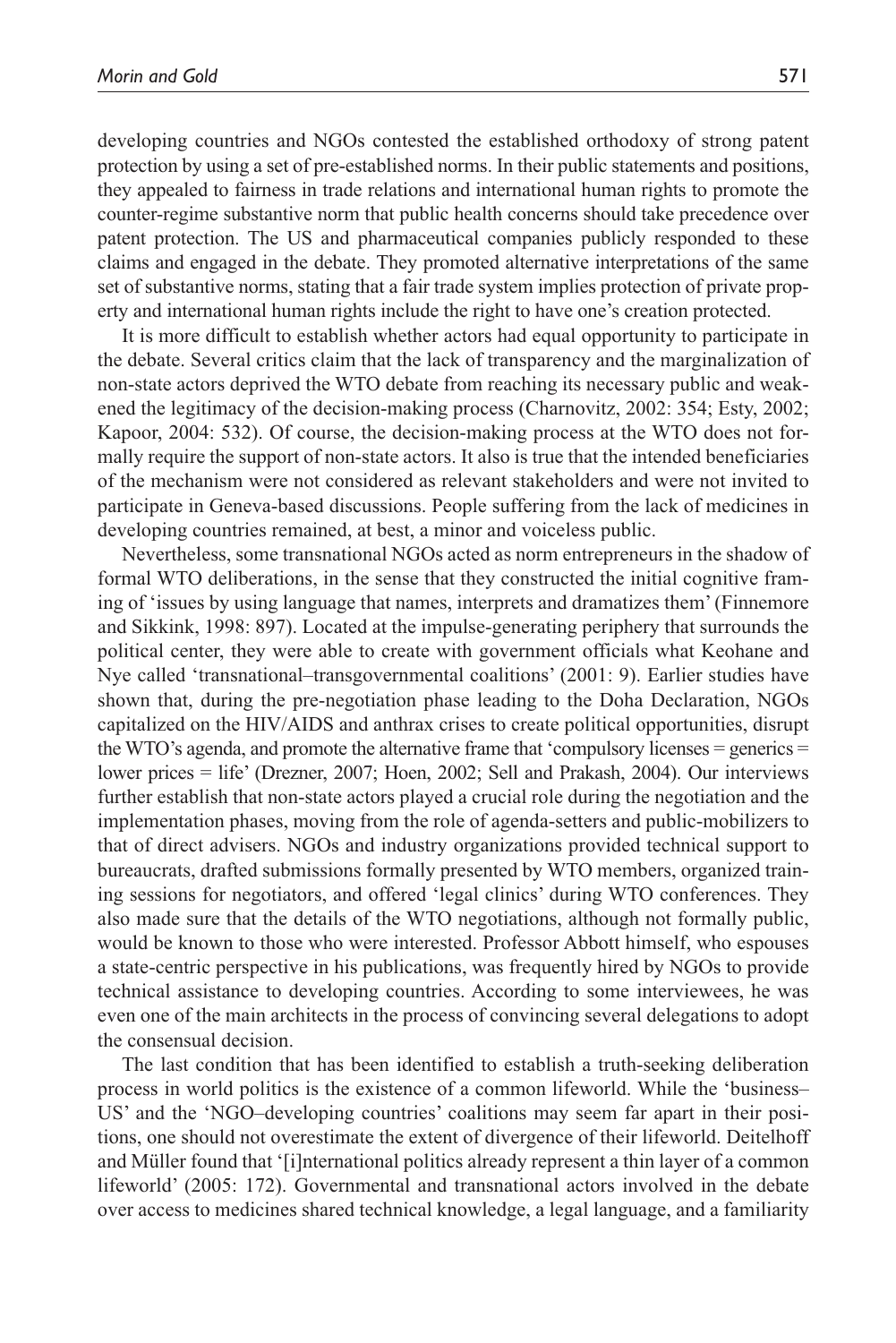developing countries and NGOs contested the established orthodoxy of strong patent protection by using a set of pre-established norms. In their public statements and positions, they appealed to fairness in trade relations and international human rights to promote the counter-regime substantive norm that public health concerns should take precedence over patent protection. The US and pharmaceutical companies publicly responded to these claims and engaged in the debate. They promoted alternative interpretations of the same set of substantive norms, stating that a fair trade system implies protection of private property and international human rights include the right to have one's creation protected.

It is more difficult to establish whether actors had equal opportunity to participate in the debate. Several critics claim that the lack of transparency and the marginalization of non-state actors deprived the WTO debate from reaching its necessary public and weakened the legitimacy of the decision-making process (Charnovitz, 2002: 354; Esty, 2002; Kapoor, 2004: 532). Of course, the decision-making process at the WTO does not formally require the support of non-state actors. It also is true that the intended beneficiaries of the mechanism were not considered as relevant stakeholders and were not invited to participate in Geneva-based discussions. People suffering from the lack of medicines in developing countries remained, at best, a minor and voiceless public.

Nevertheless, some transnational NGOs acted as norm entrepreneurs in the shadow of formal WTO deliberations, in the sense that they constructed the initial cognitive framing of 'issues by using language that names, interprets and dramatizes them' (Finnemore and Sikkink, 1998: 897). Located at the impulse-generating periphery that surrounds the political center, they were able to create with government officials what Keohane and Nye called 'transnational–transgovernmental coalitions' (2001: 9). Earlier studies have shown that, during the pre-negotiation phase leading to the Doha Declaration, NGOs capitalized on the HIV/AIDS and anthrax crises to create political opportunities, disrupt the WTO's agenda, and promote the alternative frame that 'compulsory licenses = generics = lower prices = life' (Drezner, 2007; Hoen, 2002; Sell and Prakash, 2004). Our interviews further establish that non-state actors played a crucial role during the negotiation and the implementation phases, moving from the role of agenda-setters and public-mobilizers to that of direct advisers. NGOs and industry organizations provided technical support to bureaucrats, drafted submissions formally presented by WTO members, organized training sessions for negotiators, and offered 'legal clinics' during WTO conferences. They also made sure that the details of the WTO negotiations, although not formally public, would be known to those who were interested. Professor Abbott himself, who espouses a state-centric perspective in his publications, was frequently hired by NGOs to provide technical assistance to developing countries. According to some interviewees, he was even one of the main architects in the process of convincing several delegations to adopt the consensual decision.

The last condition that has been identified to establish a truth-seeking deliberation process in world politics is the existence of a common lifeworld. While the 'business–US' and the 'NGO–developing countries' coalitions may seem far apart in their positions, one should not overestimate the extent of divergence of their lifeworld. Deitelhoff and Müller found that '[i]nternational politics already represent a thin layer of a common lifeworld' (2005: 172). Governmental and transnational actors involved in the debate over access to medicines shared technical knowledge, a legal language, and a familiarity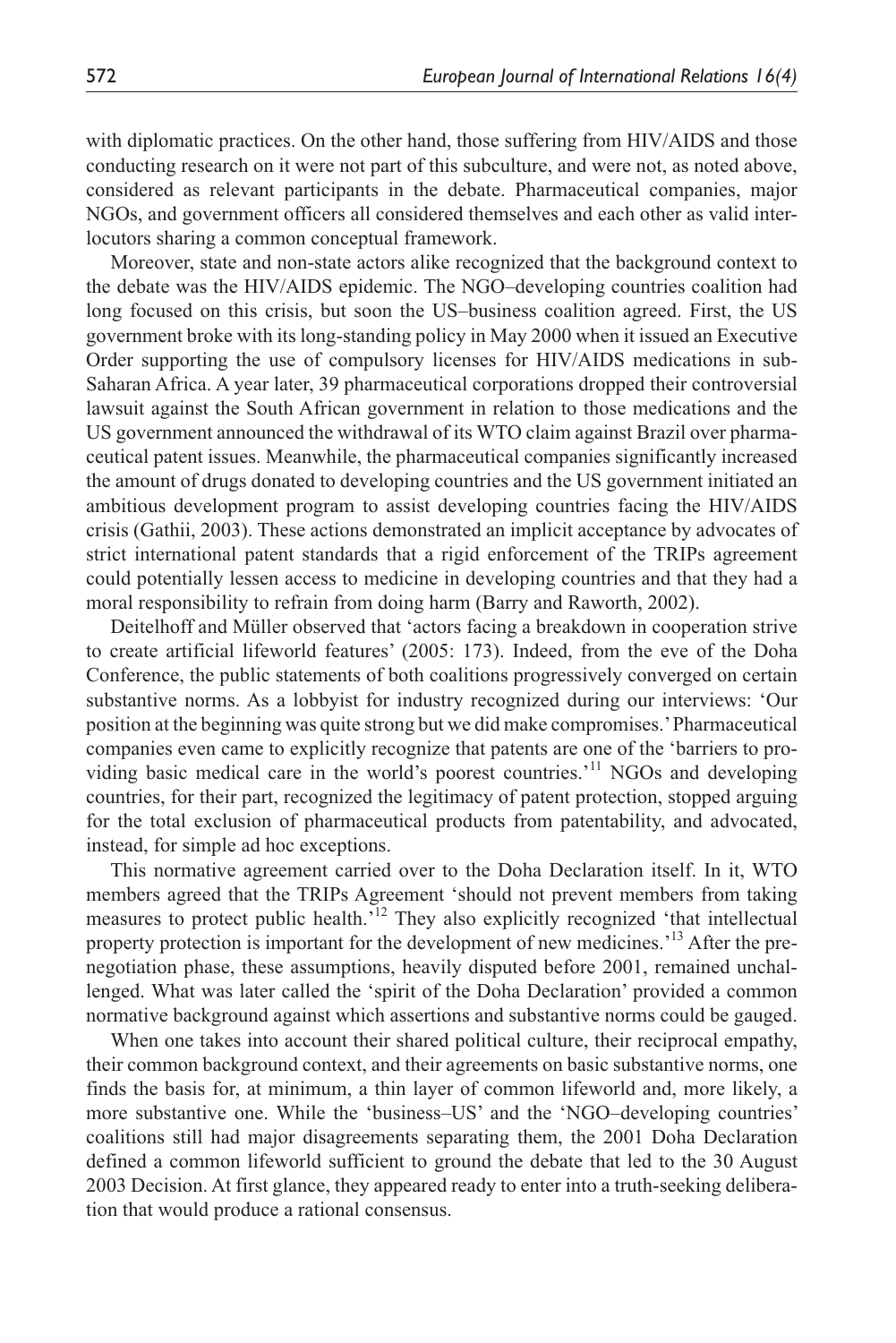with diplomatic practices. On the other hand, those suffering from HIV/AIDS and those conducting research on it were not part of this subculture, and were not, as noted above, considered as relevant participants in the debate. Pharmaceutical companies, major NGOs, and government officers all considered themselves and each other as valid interlocutors sharing a common conceptual framework.

Moreover, state and non-state actors alike recognized that the background context to the debate was the HIV/AIDS epidemic. The NGO–developing countries coalition had long focused on this crisis, but soon the US–business coalition agreed. First, the US government broke with its long-standing policy in May 2000 when it issued an Executive Order supporting the use of compulsory licenses for HIV/AIDS medications in sub-Saharan Africa. A year later, 39 pharmaceutical corporations dropped their controversial lawsuit against the South African government in relation to those medications and the US government announced the withdrawal of its WTO claim against Brazil over pharmaceutical patent issues. Meanwhile, the pharmaceutical companies significantly increased the amount of drugs donated to developing countries and the US government initiated an ambitious development program to assist developing countries facing the HIV/AIDS crisis (Gathii, 2003). These actions demonstrated an implicit acceptance by advocates of strict international patent standards that a rigid enforcement of the TRIPs agreement could potentially lessen access to medicine in developing countries and that they had a moral responsibility to refrain from doing harm (Barry and Raworth, 2002).

Deitelhoff and Müller observed that 'actors facing a breakdown in cooperation strive to create artificial lifeworld features' (2005: 173). Indeed, from the eve of the Doha Conference, the public statements of both coalitions progressively converged on certain substantive norms. As a lobbyist for industry recognized during our interviews: 'Our position at the beginning was quite strong but we did make compromises.' Pharmaceutical companies even came to explicitly recognize that patents are one of the 'barriers to providing basic medical care in the world's poorest countries.'[11] NGOs and developing countries, for their part, recognized the legitimacy of patent protection, stopped arguing for the total exclusion of pharmaceutical products from patentability, and advocated, instead, for simple ad hoc exceptions.

This normative agreement carried over to the Doha Declaration itself. In it, WTO members agreed that the TRIPs Agreement 'should not prevent members from taking measures to protect public health.'[12] They also explicitly recognized 'that intellectual property protection is important for the development of new medicines.'[13] After the pre-negotiation phase, these assumptions, heavily disputed before 2001, remained unchallenged. What was later called the 'spirit of the Doha Declaration' provided a common normative background against which assertions and substantive norms could be gauged.

When one takes into account their shared political culture, their reciprocal empathy, their common background context, and their agreements on basic substantive norms, one finds the basis for, at minimum, a thin layer of common lifeworld and, more likely, a more substantive one. While the 'business–US' and the 'NGO–developing countries' coalitions still had major disagreements separating them, the 2001 Doha Declaration defined a common lifeworld sufficient to ground the debate that led to the 30 August 2003 Decision. At first glance, they appeared ready to enter into a truth-seeking deliberation that would produce a rational consensus.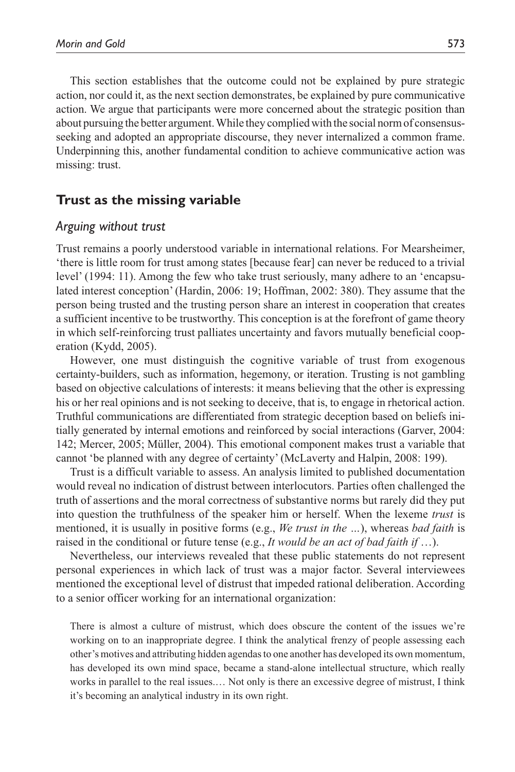This section establishes that the outcome could not be explained by pure strategic action, nor could it, as the next section demonstrates, be explained by pure communicative action. We argue that participants were more concerned about the strategic position than about pursuing the better argument. While they complied with the social norm of consensus-seeking and adopted an appropriate discourse, they never internalized a common frame. Underpinning this, another fundamental condition to achieve communicative action was missing: trust.

## Trust as the missing variable

### *Arguing without trust*

Trust remains a poorly understood variable in international relations. For Mearsheimer, 'there is little room for trust among states [because fear] can never be reduced to a trivial level' (1994: 11). Among the few who take trust seriously, many adhere to an 'encapsulated interest conception' (Hardin, 2006: 19; Hoffman, 2002: 380). They assume that the person being trusted and the trusting person share an interest in cooperation that creates a sufficient incentive to be trustworthy. This conception is at the forefront of game theory in which self-reinforcing trust palliates uncertainty and favors mutually beneficial cooperation (Kydd, 2005).

However, one must distinguish the cognitive variable of trust from exogenous certainty-builders, such as information, hegemony, or iteration. Trusting is not gambling based on objective calculations of interests: it means believing that the other is expressing his or her real opinions and is not seeking to deceive, that is, to engage in rhetorical action. Truthful communications are differentiated from strategic deception based on beliefs initially generated by internal emotions and reinforced by social interactions (Garver, 2004: 142; Mercer, 2005; Müller, 2004). This emotional component makes trust a variable that cannot 'be planned with any degree of certainty' (McLaverty and Halpin, 2008: 199).

Trust is a difficult variable to assess. An analysis limited to published documentation would reveal no indication of distrust between interlocutors. Parties often challenged the truth of assertions and the moral correctness of substantive norms but rarely did they put into question the truthfulness of the speaker him or herself. When the lexeme *trust* is mentioned, it is usually in positive forms (e.g., *We trust in the …*), whereas *bad faith* is raised in the conditional or future tense (e.g., *It would be an act of bad faith if …*).

Nevertheless, our interviews revealed that these public statements do not represent personal experiences in which lack of trust was a major factor. Several interviewees mentioned the exceptional level of distrust that impeded rational deliberation. According to a senior officer working for an international organization:

> There is almost a culture of mistrust, which does obscure the content of the issues we're working on to an inappropriate degree. I think the analytical frenzy of people assessing each other's motives and attributing hidden agendas to one another has developed its own momentum, has developed its own mind space, became a stand-alone intellectual structure, which really works in parallel to the real issues.… Not only is there an excessive degree of mistrust, I think it's becoming an analytical industry in its own right.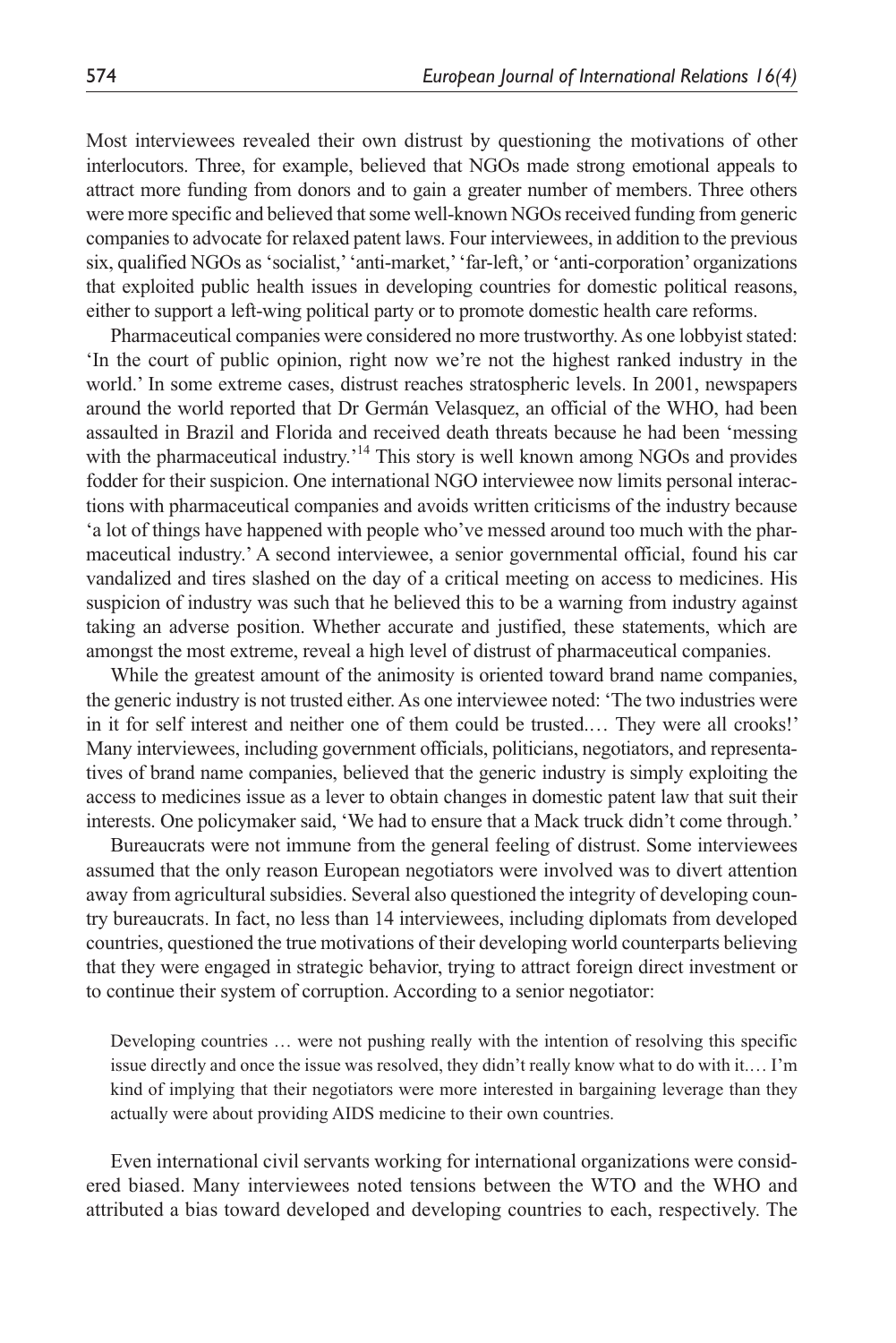Most interviewees revealed their own distrust by questioning the motivations of other interlocutors. Three, for example, believed that NGOs made strong emotional appeals to attract more funding from donors and to gain a greater number of members. Three others were more specific and believed that some well-known NGOs received funding from generic companies to advocate for relaxed patent laws. Four interviewees, in addition to the previous six, qualified NGOs as 'socialist,' 'anti-market,' 'far-left,' or 'anti-corporation' organizations that exploited public health issues in developing countries for domestic political reasons, either to support a left-wing political party or to promote domestic health care reforms.

Pharmaceutical companies were considered no more trustworthy. As one lobbyist stated: 'In the court of public opinion, right now we're not the highest ranked industry in the world.' In some extreme cases, distrust reaches stratospheric levels. In 2001, newspapers around the world reported that Dr Germán Velasquez, an official of the WHO, had been assaulted in Brazil and Florida and received death threats because he had been 'messing with the pharmaceutical industry.'[14] This story is well known among NGOs and provides fodder for their suspicion. One international NGO interviewee now limits personal interactions with pharmaceutical companies and avoids written criticisms of the industry because 'a lot of things have happened with people who've messed around too much with the pharmaceutical industry.' A second interviewee, a senior governmental official, found his car vandalized and tires slashed on the day of a critical meeting on access to medicines. His suspicion of industry was such that he believed this to be a warning from industry against taking an adverse position. Whether accurate and justified, these statements, which are amongst the most extreme, reveal a high level of distrust of pharmaceutical companies.

While the greatest amount of the animosity is oriented toward brand name companies, the generic industry is not trusted either. As one interviewee noted: 'The two industries were in it for self interest and neither one of them could be trusted.… They were all crooks!' Many interviewees, including government officials, politicians, negotiators, and representatives of brand name companies, believed that the generic industry is simply exploiting the access to medicines issue as a lever to obtain changes in domestic patent law that suit their interests. One policymaker said, 'We had to ensure that a Mack truck didn't come through.'

Bureaucrats were not immune from the general feeling of distrust. Some interviewees assumed that the only reason European negotiators were involved was to divert attention away from agricultural subsidies. Several also questioned the integrity of developing country bureaucrats. In fact, no less than 14 interviewees, including diplomats from developed countries, questioned the true motivations of their developing world counterparts believing that they were engaged in strategic behavior, trying to attract foreign direct investment or to continue their system of corruption. According to a senior negotiator:

> Developing countries … were not pushing really with the intention of resolving this specific issue directly and once the issue was resolved, they didn't really know what to do with it.… I'm kind of implying that their negotiators were more interested in bargaining leverage than they actually were about providing AIDS medicine to their own countries.

Even international civil servants working for international organizations were considered biased. Many interviewees noted tensions between the WTO and the WHO and attributed a bias toward developed and developing countries to each, respectively. The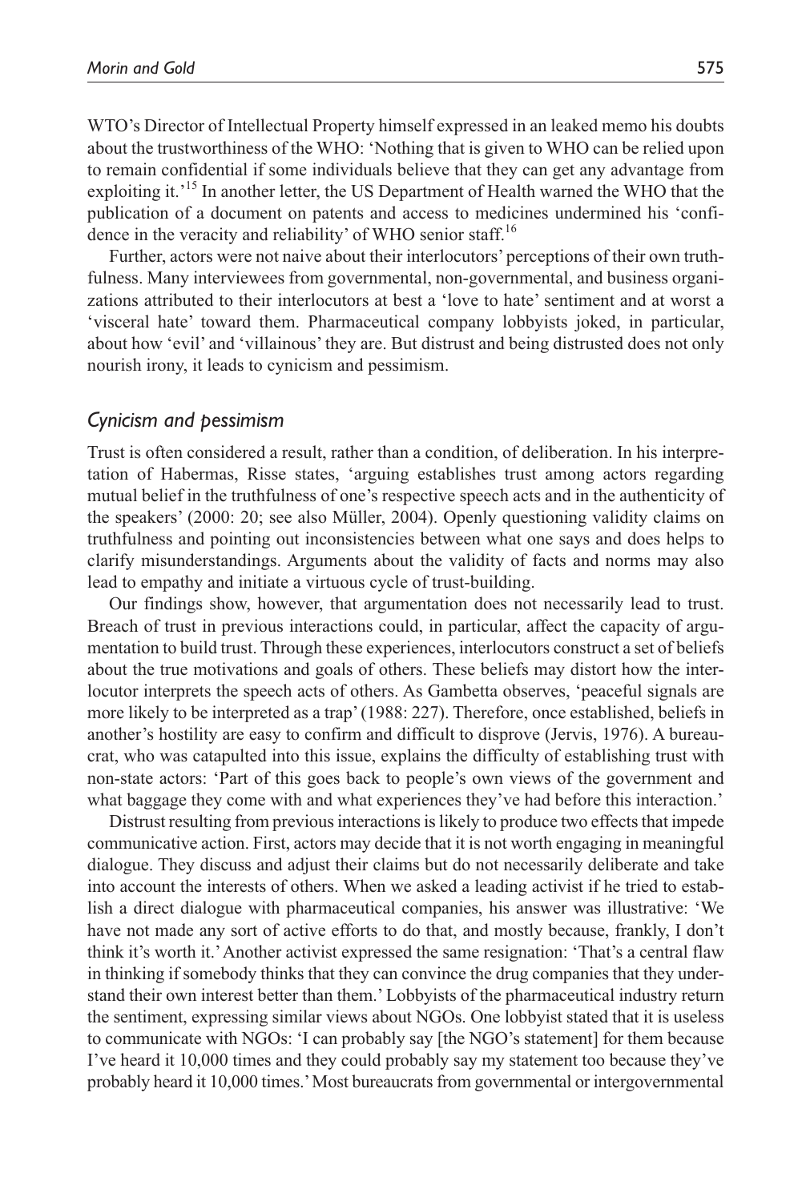WTO's Director of Intellectual Property himself expressed in an leaked memo his doubts about the trustworthiness of the WHO: 'Nothing that is given to WHO can be relied upon to remain confidential if some individuals believe that they can get any advantage from exploiting it.'[15] In another letter, the US Department of Health warned the WHO that the publication of a document on patents and access to medicines undermined his 'confidence in the veracity and reliability' of WHO senior staff.[16]

Further, actors were not naive about their interlocutors' perceptions of their own truthfulness. Many interviewees from governmental, non-governmental, and business organizations attributed to their interlocutors at best a 'love to hate' sentiment and at worst a 'visceral hate' toward them. Pharmaceutical company lobbyists joked, in particular, about how 'evil' and 'villainous' they are. But distrust and being distrusted does not only nourish irony, it leads to cynicism and pessimism.

### *Cynicism and pessimism*

Trust is often considered a result, rather than a condition, of deliberation. In his interpretation of Habermas, Risse states, 'arguing establishes trust among actors regarding mutual belief in the truthfulness of one's respective speech acts and in the authenticity of the speakers' (2000: 20; see also Müller, 2004). Openly questioning validity claims on truthfulness and pointing out inconsistencies between what one says and does helps to clarify misunderstandings. Arguments about the validity of facts and norms may also lead to empathy and initiate a virtuous cycle of trust-building.

Our findings show, however, that argumentation does not necessarily lead to trust. Breach of trust in previous interactions could, in particular, affect the capacity of argumentation to build trust. Through these experiences, interlocutors construct a set of beliefs about the true motivations and goals of others. These beliefs may distort how the interlocutor interprets the speech acts of others. As Gambetta observes, 'peaceful signals are more likely to be interpreted as a trap' (1988: 227). Therefore, once established, beliefs in another's hostility are easy to confirm and difficult to disprove (Jervis, 1976). A bureaucrat, who was catapulted into this issue, explains the difficulty of establishing trust with non-state actors: 'Part of this goes back to people's own views of the government and what baggage they come with and what experiences they've had before this interaction.'

Distrust resulting from previous interactions is likely to produce two effects that impede communicative action. First, actors may decide that it is not worth engaging in meaningful dialogue. They discuss and adjust their claims but do not necessarily deliberate and take into account the interests of others. When we asked a leading activist if he tried to establish a direct dialogue with pharmaceutical companies, his answer was illustrative: 'We have not made any sort of active efforts to do that, and mostly because, frankly, I don't think it's worth it.' Another activist expressed the same resignation: 'That's a central flaw in thinking if somebody thinks that they can convince the drug companies that they understand their own interest better than them.' Lobbyists of the pharmaceutical industry return the sentiment, expressing similar views about NGOs. One lobbyist stated that it is useless to communicate with NGOs: 'I can probably say [the NGO's statement] for them because I've heard it 10,000 times and they could probably say my statement too because they've probably heard it 10,000 times.' Most bureaucrats from governmental or intergovernmental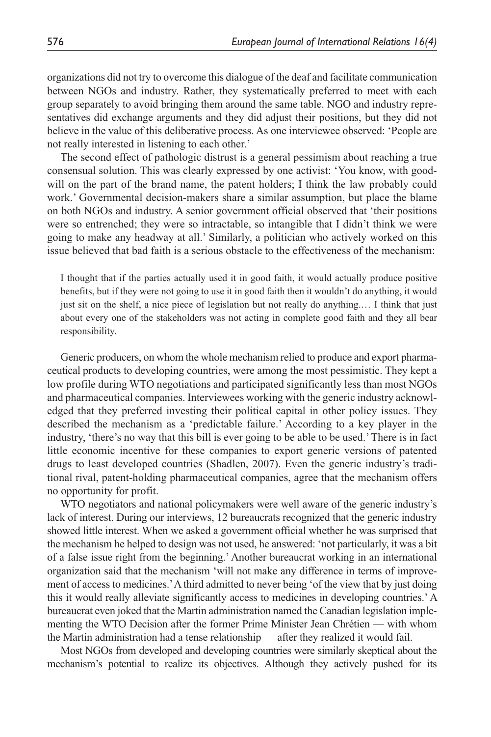organizations did not try to overcome this dialogue of the deaf and facilitate communication between NGOs and industry. Rather, they systematically preferred to meet with each group separately to avoid bringing them around the same table. NGO and industry representatives did exchange arguments and they did adjust their positions, but they did not believe in the value of this deliberative process. As one interviewee observed: 'People are not really interested in listening to each other.'

The second effect of pathologic distrust is a general pessimism about reaching a true consensual solution. This was clearly expressed by one activist: 'You know, with goodwill on the part of the brand name, the patent holders; I think the law probably could work.' Governmental decision-makers share a similar assumption, but place the blame on both NGOs and industry. A senior government official observed that 'their positions were so entrenched; they were so intractable, so intangible that I didn't think we were going to make any headway at all.' Similarly, a politician who actively worked on this issue believed that bad faith is a serious obstacle to the effectiveness of the mechanism:

> I thought that if the parties actually used it in good faith, it would actually produce positive benefits, but if they were not going to use it in good faith then it wouldn't do anything, it would just sit on the shelf, a nice piece of legislation but not really do anything.… I think that just about every one of the stakeholders was not acting in complete good faith and they all bear responsibility.

Generic producers, on whom the whole mechanism relied to produce and export pharmaceutical products to developing countries, were among the most pessimistic. They kept a low profile during WTO negotiations and participated significantly less than most NGOs and pharmaceutical companies. Interviewees working with the generic industry acknowledged that they preferred investing their political capital in other policy issues. They described the mechanism as a 'predictable failure.' According to a key player in the industry, 'there's no way that this bill is ever going to be able to be used.' There is in fact little economic incentive for these companies to export generic versions of patented drugs to least developed countries (Shadlen, 2007). Even the generic industry's traditional rival, patent-holding pharmaceutical companies, agree that the mechanism offers no opportunity for profit.

WTO negotiators and national policymakers were well aware of the generic industry's lack of interest. During our interviews, 12 bureaucrats recognized that the generic industry showed little interest. When we asked a government official whether he was surprised that the mechanism he helped to design was not used, he answered: 'not particularly, it was a bit of a false issue right from the beginning.' Another bureaucrat working in an international organization said that the mechanism 'will not make any difference in terms of improvement of access to medicines.' A third admitted to never being 'of the view that by just doing this it would really alleviate significantly access to medicines in developing countries.' A bureaucrat even joked that the Martin administration named the Canadian legislation implementing the WTO Decision after the former Prime Minister Jean Chrétien — with whom the Martin administration had a tense relationship — after they realized it would fail.

Most NGOs from developed and developing countries were similarly skeptical about the mechanism's potential to realize its objectives. Although they actively pushed for its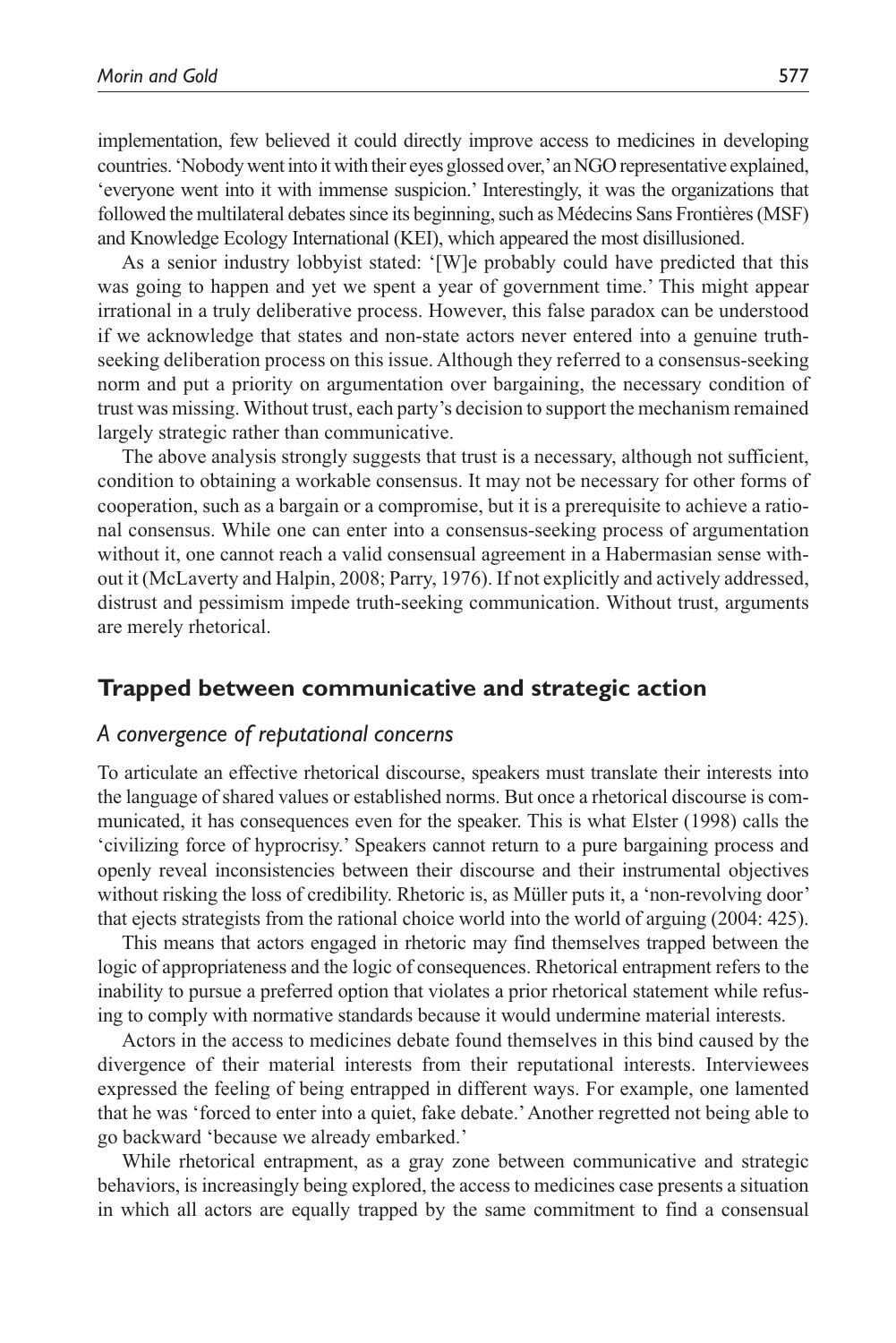implementation, few believed it could directly improve access to medicines in developing countries. 'Nobody went into it with their eyes glossed over,' an NGO representative explained, 'everyone went into it with immense suspicion.' Interestingly, it was the organizations that followed the multilateral debates since its beginning, such as Médecins Sans Frontières (MSF) and Knowledge Ecology International (KEI), which appeared the most disillusioned.

As a senior industry lobbyist stated: '[W]e probably could have predicted that this was going to happen and yet we spent a year of government time.' This might appear irrational in a truly deliberative process. However, this false paradox can be understood if we acknowledge that states and non-state actors never entered into a genuine truth-seeking deliberation process on this issue. Although they referred to a consensus-seeking norm and put a priority on argumentation over bargaining, the necessary condition of trust was missing. Without trust, each party's decision to support the mechanism remained largely strategic rather than communicative.

The above analysis strongly suggests that trust is a necessary, although not sufficient, condition to obtaining a workable consensus. It may not be necessary for other forms of cooperation, such as a bargain or a compromise, but it is a prerequisite to achieve a rational consensus. While one can enter into a consensus-seeking process of argumentation without it, one cannot reach a valid consensual agreement in a Habermasian sense without it (McLaverty and Halpin, 2008; Parry, 1976). If not explicitly and actively addressed, distrust and pessimism impede truth-seeking communication. Without trust, arguments are merely rhetorical.

## Trapped between communicative and strategic action

### *A convergence of reputational concerns*

To articulate an effective rhetorical discourse, speakers must translate their interests into the language of shared values or established norms. But once a rhetorical discourse is communicated, it has consequences even for the speaker. This is what Elster (1998) calls the 'civilizing force of hyprocrisy.' Speakers cannot return to a pure bargaining process and openly reveal inconsistencies between their discourse and their instrumental objectives without risking the loss of credibility. Rhetoric is, as Müller puts it, a 'non-revolving door' that ejects strategists from the rational choice world into the world of arguing (2004: 425).

This means that actors engaged in rhetoric may find themselves trapped between the logic of appropriateness and the logic of consequences. Rhetorical entrapment refers to the inability to pursue a preferred option that violates a prior rhetorical statement while refusing to comply with normative standards because it would undermine material interests.

Actors in the access to medicines debate found themselves in this bind caused by the divergence of their material interests from their reputational interests. Interviewees expressed the feeling of being entrapped in different ways. For example, one lamented that he was 'forced to enter into a quiet, fake debate.' Another regretted not being able to go backward 'because we already embarked.'

While rhetorical entrapment, as a gray zone between communicative and strategic behaviors, is increasingly being explored, the access to medicines case presents a situation in which all actors are equally trapped by the same commitment to find a consensual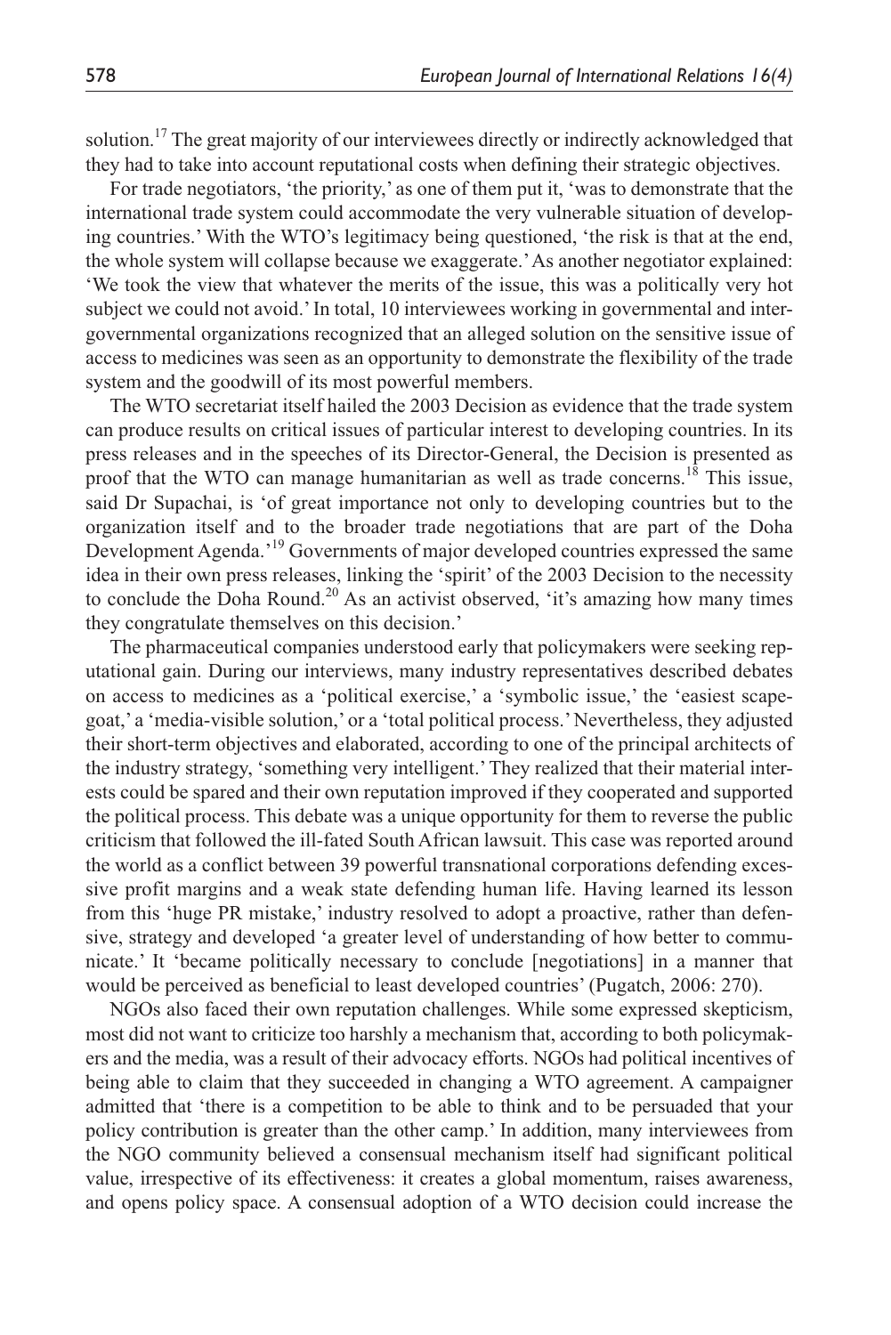solution.[17] The great majority of our interviewees directly or indirectly acknowledged that they had to take into account reputational costs when defining their strategic objectives.

For trade negotiators, 'the priority,' as one of them put it, 'was to demonstrate that the international trade system could accommodate the very vulnerable situation of developing countries.' With the WTO's legitimacy being questioned, 'the risk is that at the end, the whole system will collapse because we exaggerate.' As another negotiator explained: 'We took the view that whatever the merits of the issue, this was a politically very hot subject we could not avoid.' In total, 10 interviewees working in governmental and intergovernmental organizations recognized that an alleged solution on the sensitive issue of access to medicines was seen as an opportunity to demonstrate the flexibility of the trade system and the goodwill of its most powerful members.

The WTO secretariat itself hailed the 2003 Decision as evidence that the trade system can produce results on critical issues of particular interest to developing countries. In its press releases and in the speeches of its Director-General, the Decision is presented as proof that the WTO can manage humanitarian as well as trade concerns.[18] This issue, said Dr Supachai, is 'of great importance not only to developing countries but to the organization itself and to the broader trade negotiations that are part of the Doha Development Agenda.'[19] Governments of major developed countries expressed the same idea in their own press releases, linking the 'spirit' of the 2003 Decision to the necessity to conclude the Doha Round.[20] As an activist observed, 'it's amazing how many times they congratulate themselves on this decision.'

The pharmaceutical companies understood early that policymakers were seeking reputational gain. During our interviews, many industry representatives described debates on access to medicines as a 'political exercise,' a 'symbolic issue,' the 'easiest scapegoat,' a 'media-visible solution,' or a 'total political process.' Nevertheless, they adjusted their short-term objectives and elaborated, according to one of the principal architects of the industry strategy, 'something very intelligent.' They realized that their material interests could be spared and their own reputation improved if they cooperated and supported the political process. This debate was a unique opportunity for them to reverse the public criticism that followed the ill-fated South African lawsuit. This case was reported around the world as a conflict between 39 powerful transnational corporations defending excessive profit margins and a weak state defending human life. Having learned its lesson from this 'huge PR mistake,' industry resolved to adopt a proactive, rather than defensive, strategy and developed 'a greater level of understanding of how better to communicate.' It 'became politically necessary to conclude [negotiations] in a manner that would be perceived as beneficial to least developed countries' (Pugatch, 2006: 270).

NGOs also faced their own reputation challenges. While some expressed skepticism, most did not want to criticize too harshly a mechanism that, according to both policymakers and the media, was a result of their advocacy efforts. NGOs had political incentives of being able to claim that they succeeded in changing a WTO agreement. A campaigner admitted that 'there is a competition to be able to think and to be persuaded that your policy contribution is greater than the other camp.' In addition, many interviewees from the NGO community believed a consensual mechanism itself had significant political value, irrespective of its effectiveness: it creates a global momentum, raises awareness, and opens policy space. A consensual adoption of a WTO decision could increase the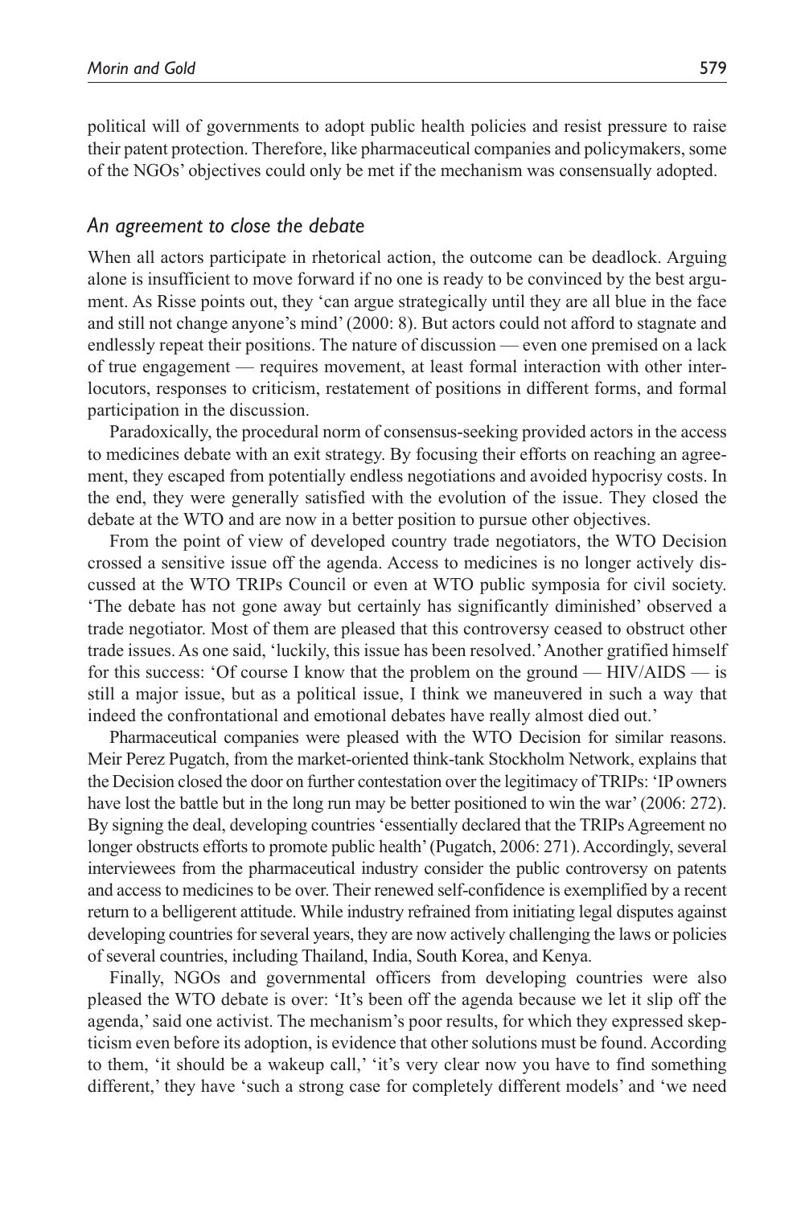political will of governments to adopt public health policies and resist pressure to raise their patent protection. Therefore, like pharmaceutical companies and policymakers, some of the NGOs' objectives could only be met if the mechanism was consensually adopted.

### *An agreement to close the debate*

When all actors participate in rhetorical action, the outcome can be deadlock. Arguing alone is insufficient to move forward if no one is ready to be convinced by the best argument. As Risse points out, they 'can argue strategically until they are all blue in the face and still not change anyone's mind' (2000: 8). But actors could not afford to stagnate and endlessly repeat their positions. The nature of discussion — even one premised on a lack of true engagement — requires movement, at least formal interaction with other interlocutors, responses to criticism, restatement of positions in different forms, and formal participation in the discussion.

Paradoxically, the procedural norm of consensus-seeking provided actors in the access to medicines debate with an exit strategy. By focusing their efforts on reaching an agreement, they escaped from potentially endless negotiations and avoided hypocrisy costs. In the end, they were generally satisfied with the evolution of the issue. They closed the debate at the WTO and are now in a better position to pursue other objectives.

From the point of view of developed country trade negotiators, the WTO Decision crossed a sensitive issue off the agenda. Access to medicines is no longer actively discussed at the WTO TRIPs Council or even at WTO public symposia for civil society. 'The debate has not gone away but certainly has significantly diminished' observed a trade negotiator. Most of them are pleased that this controversy ceased to obstruct other trade issues. As one said, 'luckily, this issue has been resolved.' Another gratified himself for this success: 'Of course I know that the problem on the ground — HIV/AIDS — is still a major issue, but as a political issue, I think we maneuvered in such a way that indeed the confrontational and emotional debates have really almost died out.'

Pharmaceutical companies were pleased with the WTO Decision for similar reasons. Meir Perez Pugatch, from the market-oriented think-tank Stockholm Network, explains that the Decision closed the door on further contestation over the legitimacy of TRIPs: 'IP owners have lost the battle but in the long run may be better positioned to win the war' (2006: 272). By signing the deal, developing countries 'essentially declared that the TRIPs Agreement no longer obstructs efforts to promote public health' (Pugatch, 2006: 271). Accordingly, several interviewees from the pharmaceutical industry consider the public controversy on patents and access to medicines to be over. Their renewed self-confidence is exemplified by a recent return to a belligerent attitude. While industry refrained from initiating legal disputes against developing countries for several years, they are now actively challenging the laws or policies of several countries, including Thailand, India, South Korea, and Kenya.

Finally, NGOs and governmental officers from developing countries were also pleased the WTO debate is over: 'It's been off the agenda because we let it slip off the agenda,' said one activist. The mechanism's poor results, for which they expressed skepticism even before its adoption, is evidence that other solutions must be found. According to them, 'it should be a wakeup call,' 'it's very clear now you have to find something different,' they have 'such a strong case for completely different models' and 'we need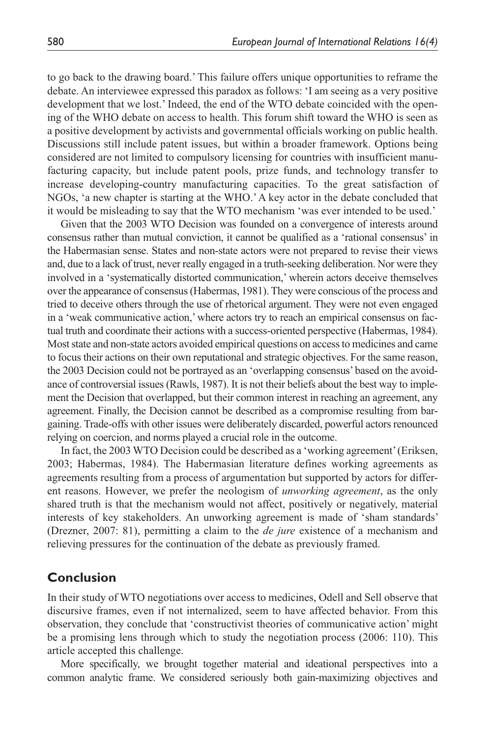to go back to the drawing board.' This failure offers unique opportunities to reframe the debate. An interviewee expressed this paradox as follows: 'I am seeing as a very positive development that we lost.' Indeed, the end of the WTO debate coincided with the opening of the WHO debate on access to health. This forum shift toward the WHO is seen as a positive development by activists and governmental officials working on public health. Discussions still include patent issues, but within a broader framework. Options being considered are not limited to compulsory licensing for countries with insufficient manufacturing capacity, but include patent pools, prize funds, and technology transfer to increase developing-country manufacturing capacities. To the great satisfaction of NGOs, 'a new chapter is starting at the WHO.' A key actor in the debate concluded that it would be misleading to say that the WTO mechanism 'was ever intended to be used.'

Given that the 2003 WTO Decision was founded on a convergence of interests around consensus rather than mutual conviction, it cannot be qualified as a 'rational consensus' in the Habermasian sense. States and non-state actors were not prepared to revise their views and, due to a lack of trust, never really engaged in a truth-seeking deliberation. Nor were they involved in a 'systematically distorted communication,' wherein actors deceive themselves over the appearance of consensus (Habermas, 1981). They were conscious of the process and tried to deceive others through the use of rhetorical argument. They were not even engaged in a 'weak communicative action,' where actors try to reach an empirical consensus on factual truth and coordinate their actions with a success-oriented perspective (Habermas, 1984). Most state and non-state actors avoided empirical questions on access to medicines and came to focus their actions on their own reputational and strategic objectives. For the same reason, the 2003 Decision could not be portrayed as an 'overlapping consensus' based on the avoidance of controversial issues (Rawls, 1987). It is not their beliefs about the best way to implement the Decision that overlapped, but their common interest in reaching an agreement, any agreement. Finally, the Decision cannot be described as a compromise resulting from bargaining. Trade-offs with other issues were deliberately discarded, powerful actors renounced relying on coercion, and norms played a crucial role in the outcome.

In fact, the 2003 WTO Decision could be described as a 'working agreement' (Eriksen, 2003; Habermas, 1984). The Habermasian literature defines working agreements as agreements resulting from a process of argumentation but supported by actors for different reasons. However, we prefer the neologism of *unworking agreement*, as the only shared truth is that the mechanism would not affect, positively or negatively, material interests of key stakeholders. An unworking agreement is made of 'sham standards' (Drezner, 2007: 81), permitting a claim to the *de jure* existence of a mechanism and relieving pressures for the continuation of the debate as previously framed.

## Conclusion

In their study of WTO negotiations over access to medicines, Odell and Sell observe that discursive frames, even if not internalized, seem to have affected behavior. From this observation, they conclude that 'constructivist theories of communicative action' might be a promising lens through which to study the negotiation process (2006: 110). This article accepted this challenge.

More specifically, we brought together material and ideational perspectives into a common analytic frame. We considered seriously both gain-maximizing objectives and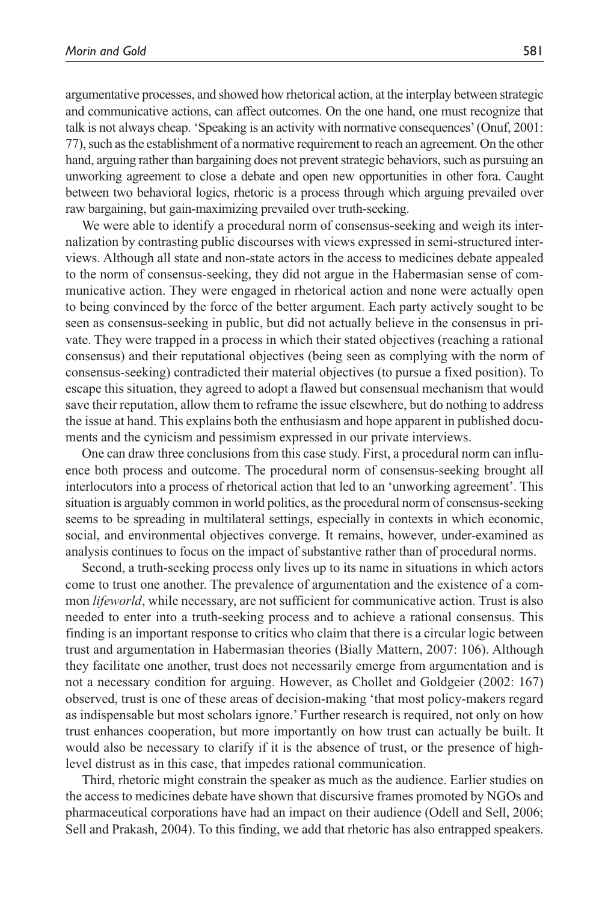argumentative processes, and showed how rhetorical action, at the interplay between strategic and communicative actions, can affect outcomes. On the one hand, one must recognize that talk is not always cheap. 'Speaking is an activity with normative consequences' (Onuf, 2001: 77), such as the establishment of a normative requirement to reach an agreement. On the other hand, arguing rather than bargaining does not prevent strategic behaviors, such as pursuing an unworking agreement to close a debate and open new opportunities in other fora. Caught between two behavioral logics, rhetoric is a process through which arguing prevailed over raw bargaining, but gain-maximizing prevailed over truth-seeking.

We were able to identify a procedural norm of consensus-seeking and weigh its internalization by contrasting public discourses with views expressed in semi-structured interviews. Although all state and non-state actors in the access to medicines debate appealed to the norm of consensus-seeking, they did not argue in the Habermasian sense of communicative action. They were engaged in rhetorical action and none were actually open to being convinced by the force of the better argument. Each party actively sought to be seen as consensus-seeking in public, but did not actually believe in the consensus in private. They were trapped in a process in which their stated objectives (reaching a rational consensus) and their reputational objectives (being seen as complying with the norm of consensus-seeking) contradicted their material objectives (to pursue a fixed position). To escape this situation, they agreed to adopt a flawed but consensual mechanism that would save their reputation, allow them to reframe the issue elsewhere, but do nothing to address the issue at hand. This explains both the enthusiasm and hope apparent in published documents and the cynicism and pessimism expressed in our private interviews.

One can draw three conclusions from this case study. First, a procedural norm can influence both process and outcome. The procedural norm of consensus-seeking brought all interlocutors into a process of rhetorical action that led to an 'unworking agreement'. This situation is arguably common in world politics, as the procedural norm of consensus-seeking seems to be spreading in multilateral settings, especially in contexts in which economic, social, and environmental objectives converge. It remains, however, under-examined as analysis continues to focus on the impact of substantive rather than of procedural norms.

Second, a truth-seeking process only lives up to its name in situations in which actors come to trust one another. The prevalence of argumentation and the existence of a common *lifeworld*, while necessary, are not sufficient for communicative action. Trust is also needed to enter into a truth-seeking process and to achieve a rational consensus. This finding is an important response to critics who claim that there is a circular logic between trust and argumentation in Habermasian theories (Bially Mattern, 2007: 106). Although they facilitate one another, trust does not necessarily emerge from argumentation and is not a necessary condition for arguing. However, as Chollet and Goldgeier (2002: 167) observed, trust is one of these areas of decision-making 'that most policy-makers regard as indispensable but most scholars ignore.' Further research is required, not only on how trust enhances cooperation, but more importantly on how trust can actually be built. It would also be necessary to clarify if it is the absence of trust, or the presence of high-level distrust as in this case, that impedes rational communication.

Third, rhetoric might constrain the speaker as much as the audience. Earlier studies on the access to medicines debate have shown that discursive frames promoted by NGOs and pharmaceutical corporations have had an impact on their audience (Odell and Sell, 2006; Sell and Prakash, 2004). To this finding, we add that rhetoric has also entrapped speakers.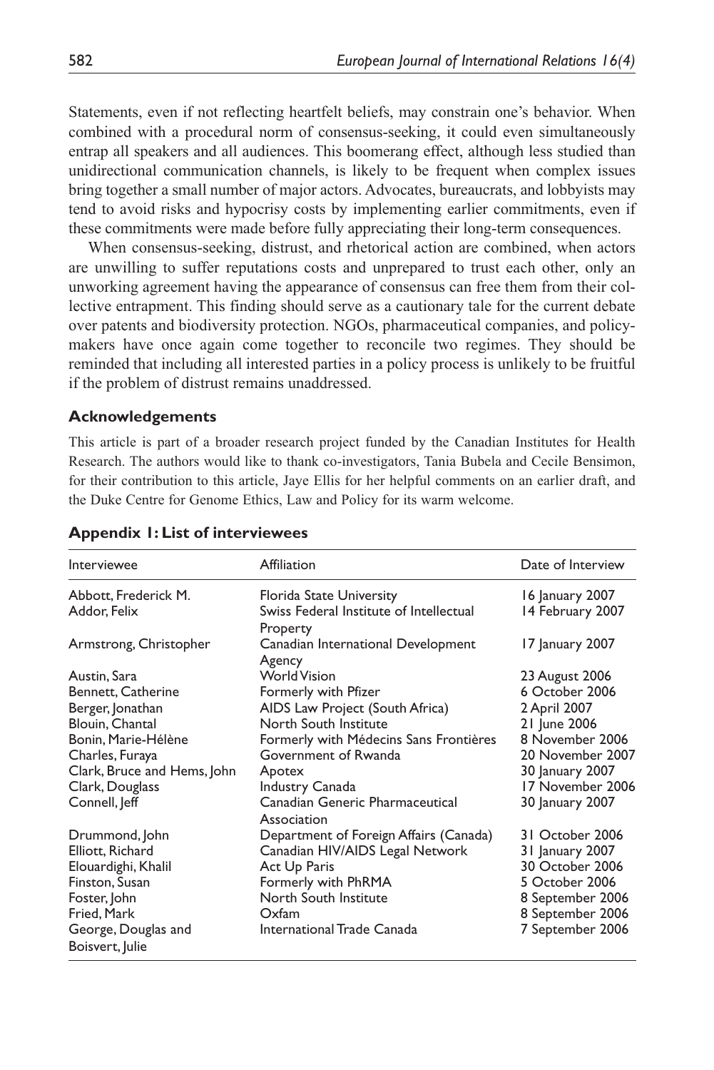Statements, even if not reflecting heartfelt beliefs, may constrain one's behavior. When combined with a procedural norm of consensus-seeking, it could even simultaneously entrap all speakers and all audiences. This boomerang effect, although less studied than unidirectional communication channels, is likely to be frequent when complex issues bring together a small number of major actors. Advocates, bureaucrats, and lobbyists may tend to avoid risks and hypocrisy costs by implementing earlier commitments, even if these commitments were made before fully appreciating their long-term consequences.

When consensus-seeking, distrust, and rhetorical action are combined, when actors are unwilling to suffer reputations costs and unprepared to trust each other, only an unworking agreement having the appearance of consensus can free them from their collective entrapment. This finding should serve as a cautionary tale for the current debate over patents and biodiversity protection. NGOs, pharmaceutical companies, and policymakers have once again come together to reconcile two regimes. They should be reminded that including all interested parties in a policy process is unlikely to be fruitful if the problem of distrust remains unaddressed.

## Acknowledgements

This article is part of a broader research project funded by the Canadian Institutes for Health Research. The authors would like to thank co-investigators, Tania Bubela and Cecile Bensimon, for their contribution to this article, Jaye Ellis for her helpful comments on an earlier draft, and the Duke Centre for Genome Ethics, Law and Policy for its warm welcome.

## Appendix 1: List of interviewees

| Interviewee | Affiliation | Date of Interview |
|---|---|---|
| Abbott, Frederick M. | Florida State University | 16 January 2007 |
| Addor, Felix | Swiss Federal Institute of Intellectual Property | 14 February 2007 |
| Armstrong, Christopher | Canadian International Development Agency | 17 January 2007 |
| Austin, Sara | World Vision | 23 August 2006 |
| Bennett, Catherine | Formerly with Pfizer | 6 October 2006 |
| Berger, Jonathan | AIDS Law Project (South Africa) | 2 April 2007 |
| Blouin, Chantal | North South Institute | 21 June 2006 |
| Bonin, Marie-Hélène | Formerly with Médecins Sans Frontières | 8 November 2006 |
| Charles, Furaya | Government of Rwanda | 20 November 2007 |
| Clark, Bruce and Hems, John | Apotex | 30 January 2007 |
| Clark, Douglass | Industry Canada | 17 November 2006 |
| Connell, Jeff | Canadian Generic Pharmaceutical Association | 30 January 2007 |
| Drummond, John | Department of Foreign Affairs (Canada) | 31 October 2006 |
| Elliott, Richard | Canadian HIV/AIDS Legal Network | 31 January 2007 |
| Elouardighi, Khalil | Act Up Paris | 30 October 2006 |
| Finston, Susan | Formerly with PhRMA | 5 October 2006 |
| Foster, John | North South Institute | 8 September 2006 |
| Fried, Mark | Oxfam | 8 September 2006 |
| George, Douglas and Boisvert, Julie | International Trade Canada | 7 September 2006 |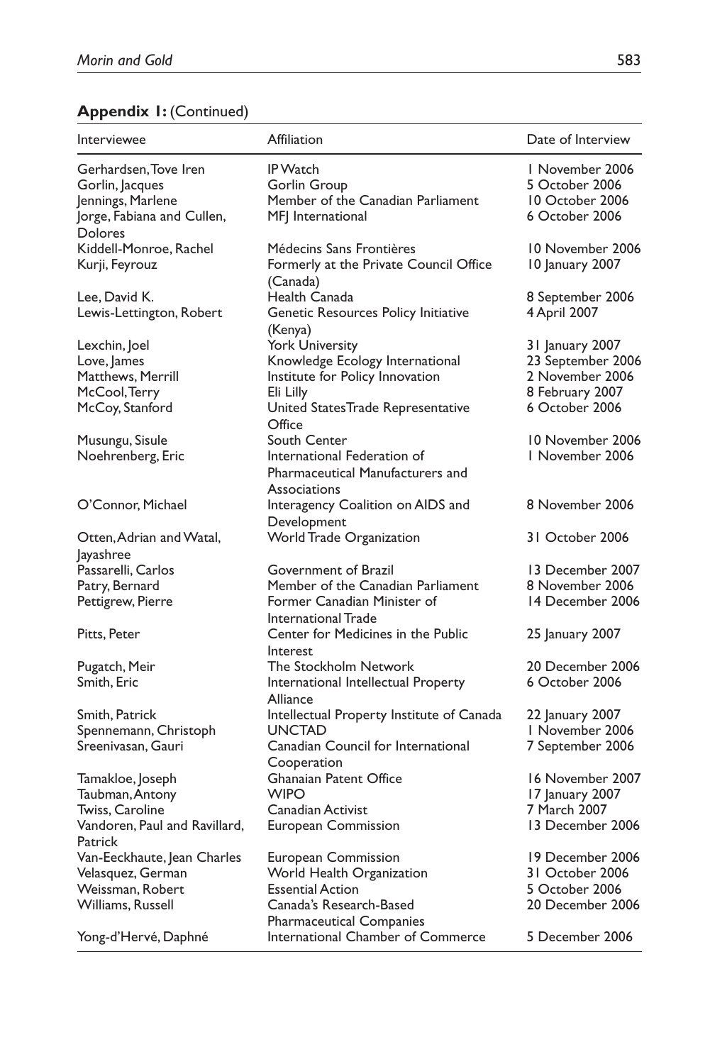**Appendix 1:** (Continued)

| Interviewee | Affiliation | Date of Interview |
|---|---|---|
| Gerhardsen, Tove Iren | IP Watch | 1 November 2006 |
| Gorlin, Jacques | Gorlin Group | 5 October 2006 |
| Jennings, Marlene | Member of the Canadian Parliament | 10 October 2006 |
| Jorge, Fabiana and Cullen, Dolores | MFJ International | 6 October 2006 |
| Kiddell-Monroe, Rachel | Médecins Sans Frontières | 10 November 2006 |
| Kurji, Feyrouz | Formerly at the Private Council Office (Canada) | 10 January 2007 |
| Lee, David K. | Health Canada | 8 September 2006 |
| Lewis-Lettington, Robert | Genetic Resources Policy Initiative (Kenya) | 4 April 2007 |
| Lexchin, Joel | York University | 31 January 2007 |
| Love, James | Knowledge Ecology International | 23 September 2006 |
| Matthews, Merrill | Institute for Policy Innovation | 2 November 2006 |
| McCool, Terry | Eli Lilly | 8 February 2007 |
| McCoy, Stanford | United States Trade Representative Office | 6 October 2006 |
| Musungu, Sisule | South Center | 10 November 2006 |
| Noehrenberg, Eric | International Federation of Pharmaceutical Manufacturers and Associations | 1 November 2006 |
| O'Connor, Michael | Interagency Coalition on AIDS and Development | 8 November 2006 |
| Otten, Adrian and Watal, Jayashree | World Trade Organization | 31 October 2006 |
| Passarelli, Carlos | Government of Brazil | 13 December 2007 |
| Patry, Bernard | Member of the Canadian Parliament | 8 November 2006 |
| Pettigrew, Pierre | Former Canadian Minister of International Trade | 14 December 2006 |
| Pitts, Peter | Center for Medicines in the Public Interest | 25 January 2007 |
| Pugatch, Meir | The Stockholm Network | 20 December 2006 |
| Smith, Eric | International Intellectual Property Alliance | 6 October 2006 |
| Smith, Patrick | Intellectual Property Institute of Canada | 22 January 2007 |
| Spennemann, Christoph | UNCTAD | 1 November 2006 |
| Sreenivasan, Gauri | Canadian Council for International Cooperation | 7 September 2006 |
| Tamakloe, Joseph | Ghanaian Patent Office | 16 November 2007 |
| Taubman, Antony | WIPO | 17 January 2007 |
| Twiss, Caroline | Canadian Activist | 7 March 2007 |
| Vandoren, Paul and Ravillard, Patrick | European Commission | 13 December 2006 |
| Van-Eeckhaute, Jean Charles | European Commission | 19 December 2006 |
| Velasquez, German | World Health Organization | 31 October 2006 |
| Weissman, Robert | Essential Action | 5 October 2006 |
| Williams, Russell | Canada's Research-Based Pharmaceutical Companies | 20 December 2006 |
| Yong-d'Hervé, Daphné | International Chamber of Commerce | 5 December 2006 |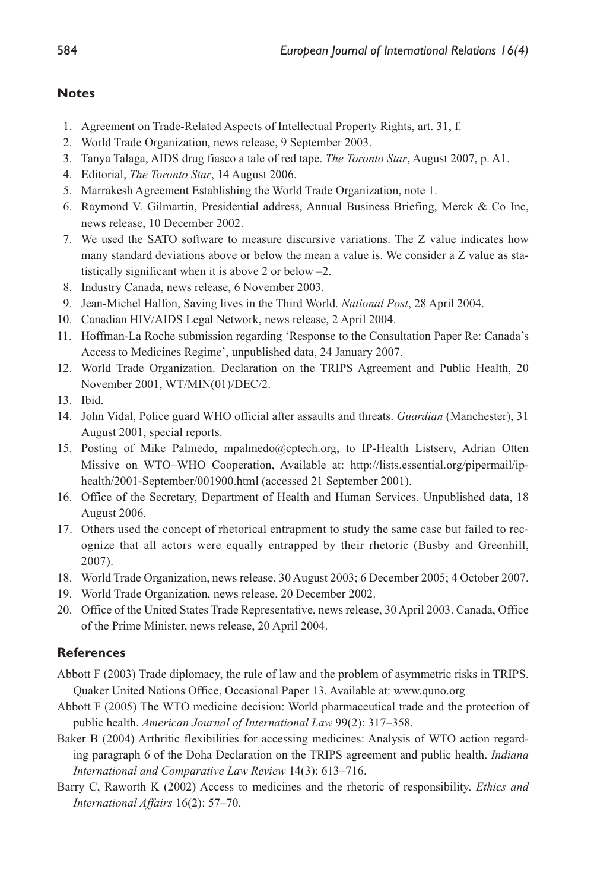## Notes

1. Agreement on Trade-Related Aspects of Intellectual Property Rights, art. 31, f.
2. World Trade Organization, news release, 9 September 2003.
3. Tanya Talaga, AIDS drug fiasco a tale of red tape. *The Toronto Star*, August 2007, p. A1.
4. Editorial, *The Toronto Star*, 14 August 2006.
5. Marrakesh Agreement Establishing the World Trade Organization, note 1.
6. Raymond V. Gilmartin, Presidential address, Annual Business Briefing, Merck & Co Inc, news release, 10 December 2002.
7. We used the SATO software to measure discursive variations. The Z value indicates how many standard deviations above or below the mean a value is. We consider a Z value as statistically significant when it is above 2 or below –2.
8. Industry Canada, news release, 6 November 2003.
9. Jean-Michel Halfon, Saving lives in the Third World. *National Post*, 28 April 2004.
10. Canadian HIV/AIDS Legal Network, news release, 2 April 2004.
11. Hoffman-La Roche submission regarding 'Response to the Consultation Paper Re: Canada's Access to Medicines Regime', unpublished data, 24 January 2007.
12. World Trade Organization. Declaration on the TRIPS Agreement and Public Health, 20 November 2001, WT/MIN(01)/DEC/2.
13. Ibid.
14. John Vidal, Police guard WHO official after assaults and threats. *Guardian* (Manchester), 31 August 2001, special reports.
15. Posting of Mike Palmedo, mpalmedo@cptech.org, to IP-Health Listserv, Adrian Otten Missive on WTO–WHO Cooperation, Available at: http://lists.essential.org/pipermail/ip-health/2001-September/001900.html (accessed 21 September 2001).
16. Office of the Secretary, Department of Health and Human Services. Unpublished data, 18 August 2006.
17. Others used the concept of rhetorical entrapment to study the same case but failed to recognize that all actors were equally entrapped by their rhetoric (Busby and Greenhill, 2007).
18. World Trade Organization, news release, 30 August 2003; 6 December 2005; 4 October 2007.
19. World Trade Organization, news release, 20 December 2002.
20. Office of the United States Trade Representative, news release, 30 April 2003. Canada, Office of the Prime Minister, news release, 20 April 2004.

## References

Abbott F (2003) Trade diplomacy, the rule of law and the problem of asymmetric risks in TRIPS. Quaker United Nations Office, Occasional Paper 13. Available at: www.quno.org

Abbott F (2005) The WTO medicine decision: World pharmaceutical trade and the protection of public health. *American Journal of International Law* 99(2): 317–358.

Baker B (2004) Arthritic flexibilities for accessing medicines: Analysis of WTO action regarding paragraph 6 of the Doha Declaration on the TRIPS agreement and public health. *Indiana International and Comparative Law Review* 14(3): 613–716.

Barry C, Raworth K (2002) Access to medicines and the rhetoric of responsibility. *Ethics and International Affairs* 16(2): 57–70.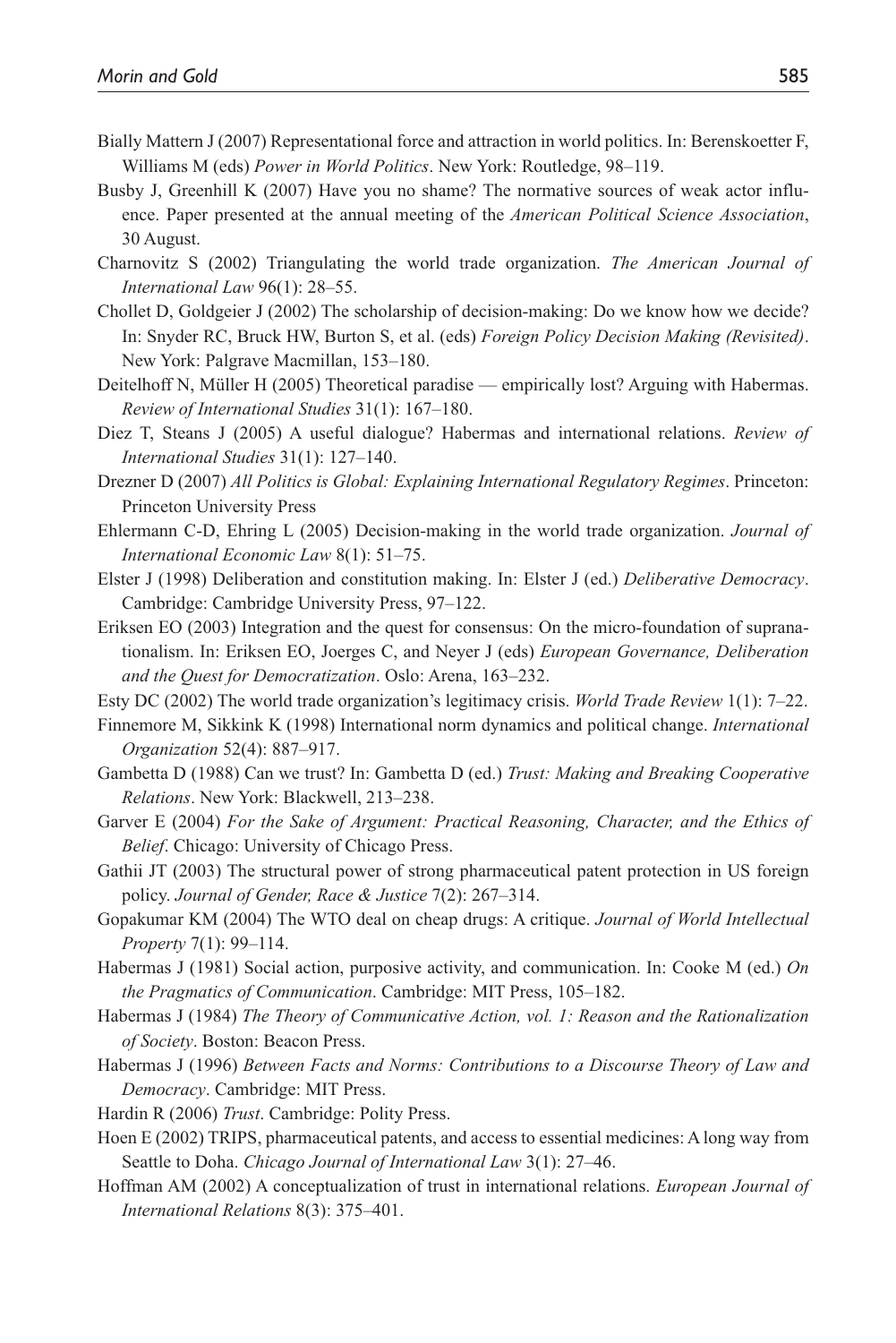Bially Mattern J (2007) Representational force and attraction in world politics. In: Berenskoetter F, Williams M (eds) *Power in World Politics*. New York: Routledge, 98–119.

Busby J, Greenhill K (2007) Have you no shame? The normative sources of weak actor influence. Paper presented at the annual meeting of the *American Political Science Association*, 30 August.

Charnovitz S (2002) Triangulating the world trade organization. *The American Journal of International Law* 96(1): 28–55.

Chollet D, Goldgeier J (2002) The scholarship of decision-making: Do we know how we decide? In: Snyder RC, Bruck HW, Burton S, et al. (eds) *Foreign Policy Decision Making (Revisited)*. New York: Palgrave Macmillan, 153–180.

Deitelhoff N, Müller H (2005) Theoretical paradise — empirically lost? Arguing with Habermas. *Review of International Studies* 31(1): 167–180.

Diez T, Steans J (2005) A useful dialogue? Habermas and international relations. *Review of International Studies* 31(1): 127–140.

Drezner D (2007) *All Politics is Global: Explaining International Regulatory Regimes*. Princeton: Princeton University Press

Ehlermann C-D, Ehring L (2005) Decision-making in the world trade organization. *Journal of International Economic Law* 8(1): 51–75.

Elster J (1998) Deliberation and constitution making. In: Elster J (ed.) *Deliberative Democracy*. Cambridge: Cambridge University Press, 97–122.

Eriksen EO (2003) Integration and the quest for consensus: On the micro-foundation of supranationalism. In: Eriksen EO, Joerges C, and Neyer J (eds) *European Governance, Deliberation and the Quest for Democratization*. Oslo: Arena, 163–232.

Esty DC (2002) The world trade organization's legitimacy crisis. *World Trade Review* 1(1): 7–22.

Finnemore M, Sikkink K (1998) International norm dynamics and political change. *International Organization* 52(4): 887–917.

Gambetta D (1988) Can we trust? In: Gambetta D (ed.) *Trust: Making and Breaking Cooperative Relations*. New York: Blackwell, 213–238.

Garver E (2004) *For the Sake of Argument: Practical Reasoning, Character, and the Ethics of Belief*. Chicago: University of Chicago Press.

Gathii JT (2003) The structural power of strong pharmaceutical patent protection in US foreign policy. *Journal of Gender, Race & Justice* 7(2): 267–314.

Gopakumar KM (2004) The WTO deal on cheap drugs: A critique. *Journal of World Intellectual Property* 7(1): 99–114.

Habermas J (1981) Social action, purposive activity, and communication. In: Cooke M (ed.) *On the Pragmatics of Communication*. Cambridge: MIT Press, 105–182.

Habermas J (1984) *The Theory of Communicative Action, vol. 1: Reason and the Rationalization of Society*. Boston: Beacon Press.

Habermas J (1996) *Between Facts and Norms: Contributions to a Discourse Theory of Law and Democracy*. Cambridge: MIT Press.

Hardin R (2006) *Trust*. Cambridge: Polity Press.

Hoen E (2002) TRIPS, pharmaceutical patents, and access to essential medicines: A long way from Seattle to Doha. *Chicago Journal of International Law* 3(1): 27–46.

Hoffman AM (2002) A conceptualization of trust in international relations. *European Journal of International Relations* 8(3): 375–401.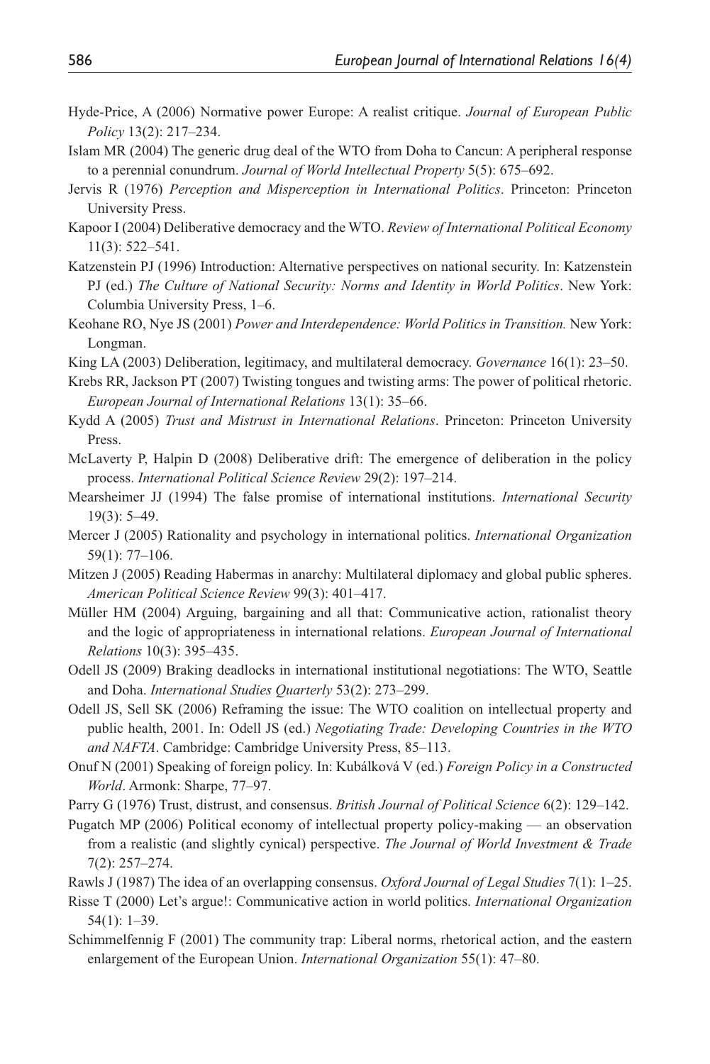Hyde-Price, A (2006) Normative power Europe: A realist critique. *Journal of European Public Policy* 13(2): 217–234.

Islam MR (2004) The generic drug deal of the WTO from Doha to Cancun: A peripheral response to a perennial conundrum. *Journal of World Intellectual Property* 5(5): 675–692.

Jervis R (1976) *Perception and Misperception in International Politics*. Princeton: Princeton University Press.

Kapoor I (2004) Deliberative democracy and the WTO. *Review of International Political Economy* 11(3): 522–541.

Katzenstein PJ (1996) Introduction: Alternative perspectives on national security. In: Katzenstein PJ (ed.) *The Culture of National Security: Norms and Identity in World Politics*. New York: Columbia University Press, 1–6.

Keohane RO, Nye JS (2001) *Power and Interdependence: World Politics in Transition.* New York: Longman.

King LA (2003) Deliberation, legitimacy, and multilateral democracy. *Governance* 16(1): 23–50.

Krebs RR, Jackson PT (2007) Twisting tongues and twisting arms: The power of political rhetoric. *European Journal of International Relations* 13(1): 35–66.

Kydd A (2005) *Trust and Mistrust in International Relations*. Princeton: Princeton University Press.

McLaverty P, Halpin D (2008) Deliberative drift: The emergence of deliberation in the policy process. *International Political Science Review* 29(2): 197–214.

Mearsheimer JJ (1994) The false promise of international institutions. *International Security* 19(3): 5–49.

Mercer J (2005) Rationality and psychology in international politics. *International Organization* 59(1): 77–106.

Mitzen J (2005) Reading Habermas in anarchy: Multilateral diplomacy and global public spheres. *American Political Science Review* 99(3): 401–417.

Müller HM (2004) Arguing, bargaining and all that: Communicative action, rationalist theory and the logic of appropriateness in international relations. *European Journal of International Relations* 10(3): 395–435.

Odell JS (2009) Braking deadlocks in international institutional negotiations: The WTO, Seattle and Doha. *International Studies Quarterly* 53(2): 273–299.

Odell JS, Sell SK (2006) Reframing the issue: The WTO coalition on intellectual property and public health, 2001. In: Odell JS (ed.) *Negotiating Trade: Developing Countries in the WTO and NAFTA*. Cambridge: Cambridge University Press, 85–113.

Onuf N (2001) Speaking of foreign policy. In: Kubálková V (ed.) *Foreign Policy in a Constructed World*. Armonk: Sharpe, 77–97.

Parry G (1976) Trust, distrust, and consensus. *British Journal of Political Science* 6(2): 129–142.

Pugatch MP (2006) Political economy of intellectual property policy-making — an observation from a realistic (and slightly cynical) perspective. *The Journal of World Investment & Trade* 7(2): 257–274.

Rawls J (1987) The idea of an overlapping consensus. *Oxford Journal of Legal Studies* 7(1): 1–25.

Risse T (2000) Let's argue!: Communicative action in world politics. *International Organization* 54(1): 1–39.

Schimmelfennig F (2001) The community trap: Liberal norms, rhetorical action, and the eastern enlargement of the European Union. *International Organization* 55(1): 47–80.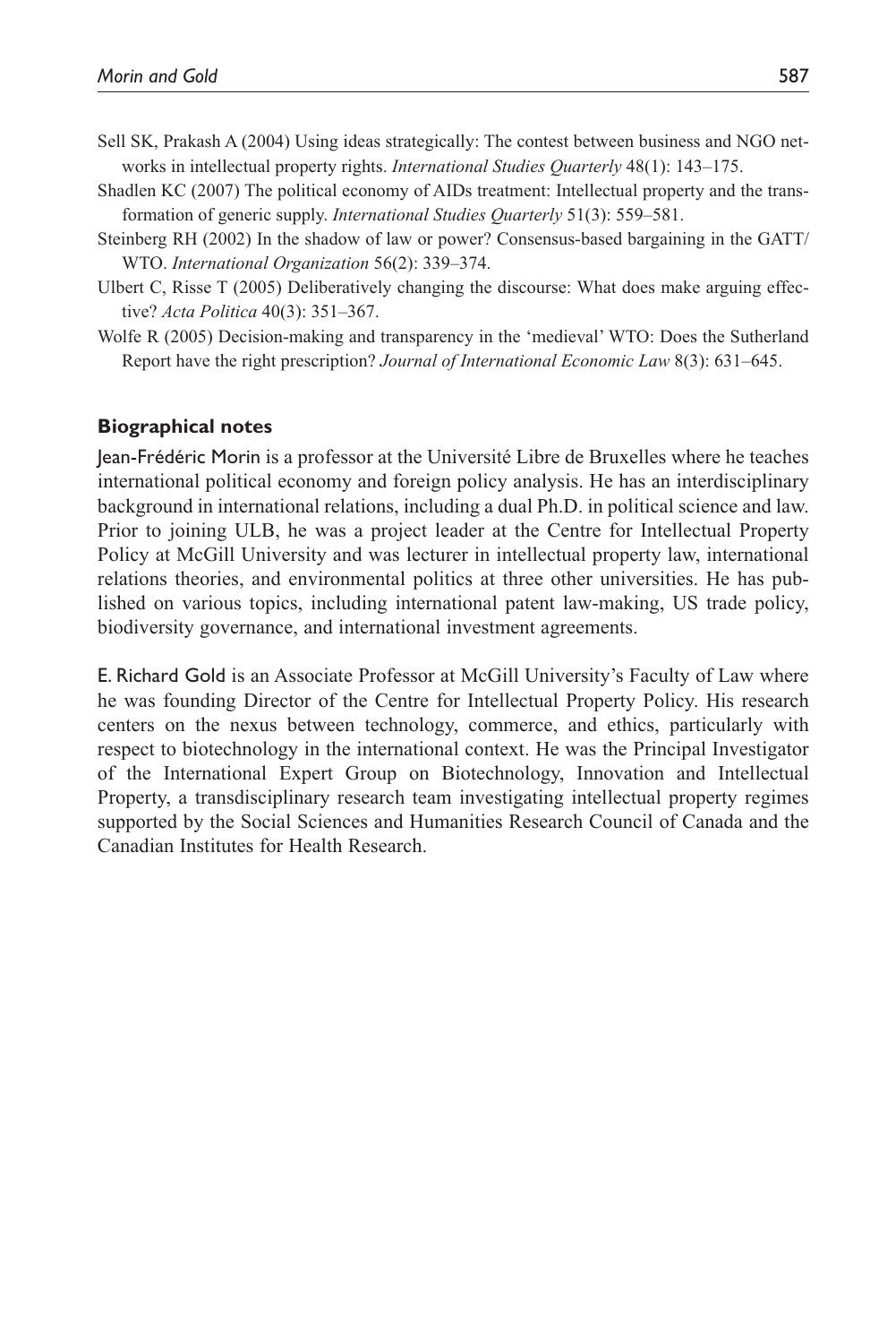Sell SK, Prakash A (2004) Using ideas strategically: The contest between business and NGO networks in intellectual property rights. *International Studies Quarterly* 48(1): 143–175.

Shadlen KC (2007) The political economy of AIDs treatment: Intellectual property and the transformation of generic supply. *International Studies Quarterly* 51(3): 559–581.

Steinberg RH (2002) In the shadow of law or power? Consensus-based bargaining in the GATT/WTO. *International Organization* 56(2): 339–374.

Ulbert C, Risse T (2005) Deliberatively changing the discourse: What does make arguing effective? *Acta Politica* 40(3): 351–367.

Wolfe R (2005) Decision-making and transparency in the 'medieval' WTO: Does the Sutherland Report have the right prescription? *Journal of International Economic Law* 8(3): 631–645.

## Biographical notes

Jean-Frédéric Morin is a professor at the Université Libre de Bruxelles where he teaches international political economy and foreign policy analysis. He has an interdisciplinary background in international relations, including a dual Ph.D. in political science and law. Prior to joining ULB, he was a project leader at the Centre for Intellectual Property Policy at McGill University and was lecturer in intellectual property law, international relations theories, and environmental politics at three other universities. He has published on various topics, including international patent law-making, US trade policy, biodiversity governance, and international investment agreements.

E. Richard Gold is an Associate Professor at McGill University's Faculty of Law where he was founding Director of the Centre for Intellectual Property Policy. His research centers on the nexus between technology, commerce, and ethics, particularly with respect to biotechnology in the international context. He was the Principal Investigator of the International Expert Group on Biotechnology, Innovation and Intellectual Property, a transdisciplinary research team investigating intellectual property regimes supported by the Social Sciences and Humanities Research Council of Canada and the Canadian Institutes for Health Research.